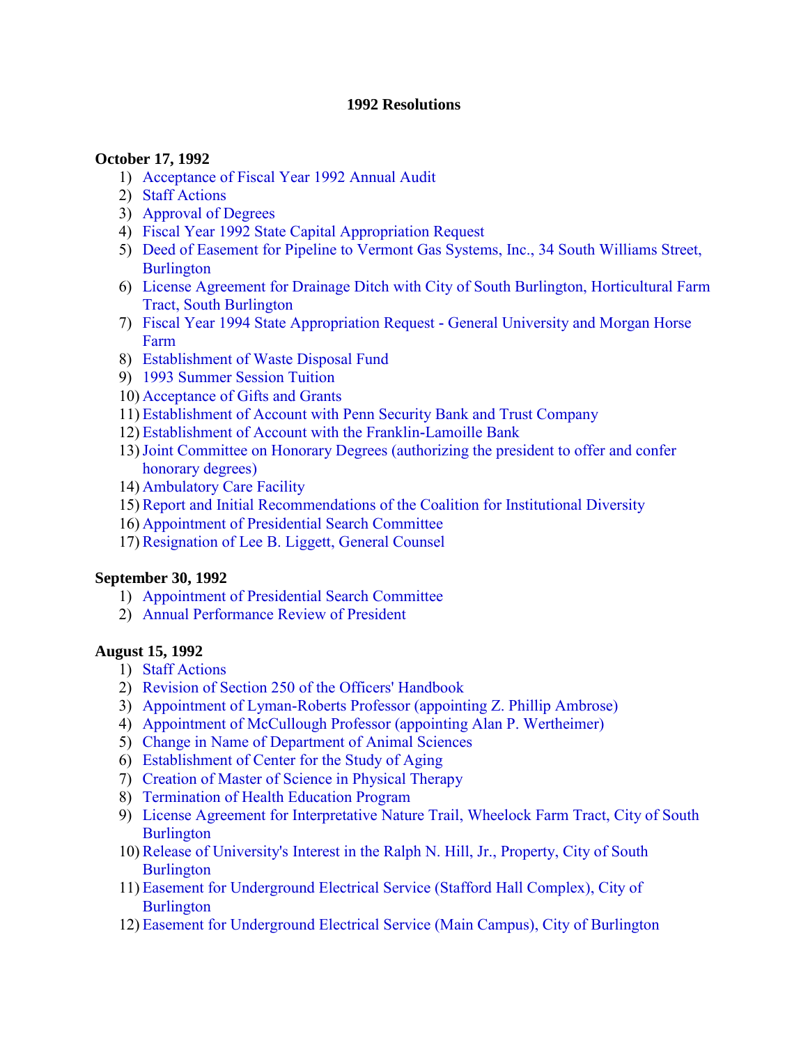# 1992 Resolutions

**October 17, 1992**

1) Acceptance of Fiscal Year 1992 Annual Audit
2) Staff Actions
3) Approval of Degrees
4) Fiscal Year 1992 State Capital Appropriation Request
5) Deed of Easement for Pipeline to Vermont Gas Systems, Inc., 34 South Williams Street, Burlington
6) License Agreement for Drainage Ditch with City of South Burlington, Horticultural Farm Tract, South Burlington
7) Fiscal Year 1994 State Appropriation Request - General University and Morgan Horse Farm
8) Establishment of Waste Disposal Fund
9) 1993 Summer Session Tuition
10) Acceptance of Gifts and Grants
11) Establishment of Account with Penn Security Bank and Trust Company
12) Establishment of Account with the Franklin-Lamoille Bank
13) Joint Committee on Honorary Degrees (authorizing the president to offer and confer honorary degrees)
14) Ambulatory Care Facility
15) Report and Initial Recommendations of the Coalition for Institutional Diversity
16) Appointment of Presidential Search Committee
17) Resignation of Lee B. Liggett, General Counsel

**September 30, 1992**

1) Appointment of Presidential Search Committee
2) Annual Performance Review of President

**August 15, 1992**

1) Staff Actions
2) Revision of Section 250 of the Officers' Handbook
3) Appointment of Lyman-Roberts Professor (appointing Z. Phillip Ambrose)
4) Appointment of McCullough Professor (appointing Alan P. Wertheimer)
5) Change in Name of Department of Animal Sciences
6) Establishment of Center for the Study of Aging
7) Creation of Master of Science in Physical Therapy
8) Termination of Health Education Program
9) License Agreement for Interpretative Nature Trail, Wheelock Farm Tract, City of South Burlington
10) Release of University's Interest in the Ralph N. Hill, Jr., Property, City of South Burlington
11) Easement for Underground Electrical Service (Stafford Hall Complex), City of Burlington
12) Easement for Underground Electrical Service (Main Campus), City of Burlington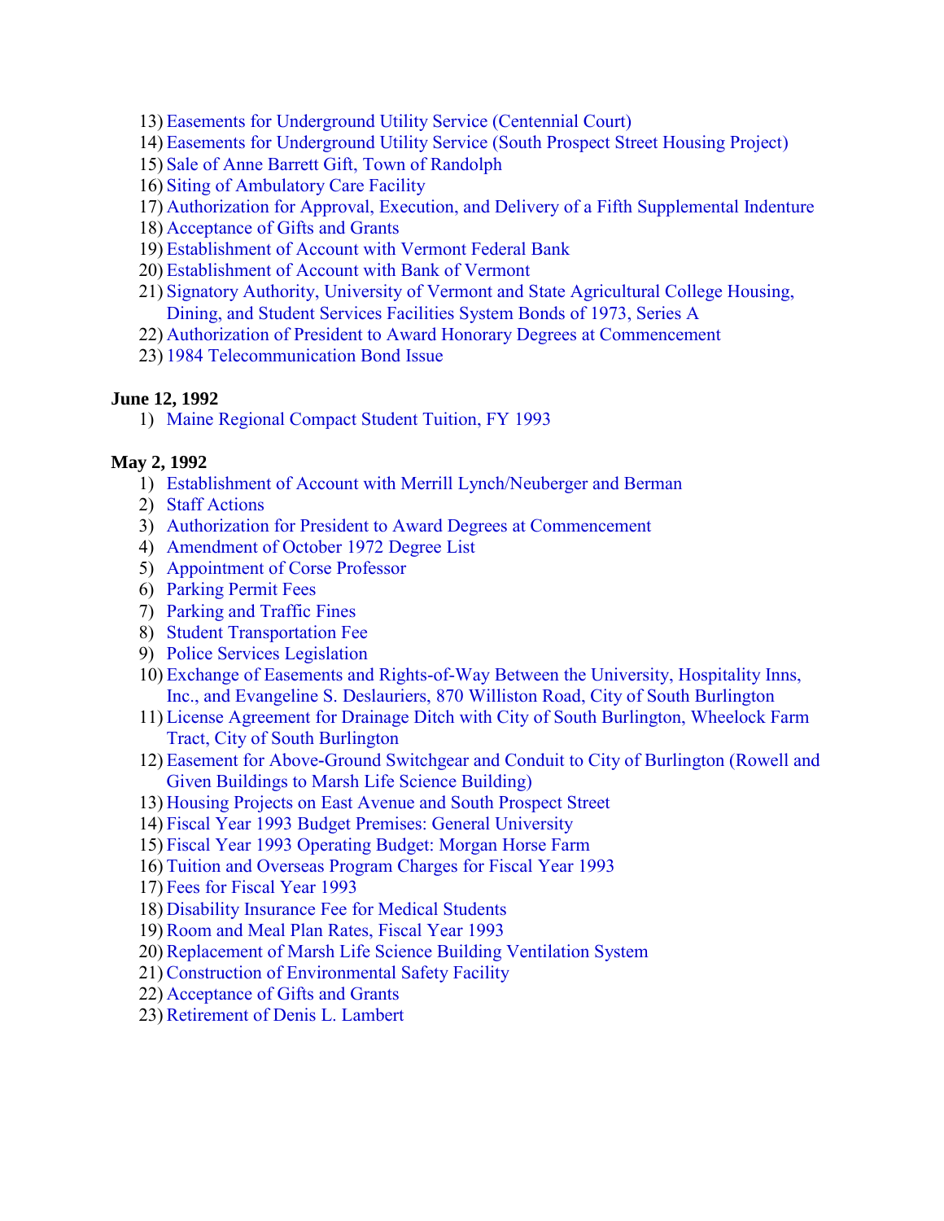13) Easements for Underground Utility Service (Centennial Court)
14) Easements for Underground Utility Service (South Prospect Street Housing Project)
15) Sale of Anne Barrett Gift, Town of Randolph
16) Siting of Ambulatory Care Facility
17) Authorization for Approval, Execution, and Delivery of a Fifth Supplemental Indenture
18) Acceptance of Gifts and Grants
19) Establishment of Account with Vermont Federal Bank
20) Establishment of Account with Bank of Vermont
21) Signatory Authority, University of Vermont and State Agricultural College Housing, Dining, and Student Services Facilities System Bonds of 1973, Series A
22) Authorization of President to Award Honorary Degrees at Commencement
23) 1984 Telecommunication Bond Issue

**June 12, 1992**

1) Maine Regional Compact Student Tuition, FY 1993

**May 2, 1992**

1) Establishment of Account with Merrill Lynch/Neuberger and Berman
2) Staff Actions
3) Authorization for President to Award Degrees at Commencement
4) Amendment of October 1972 Degree List
5) Appointment of Corse Professor
6) Parking Permit Fees
7) Parking and Traffic Fines
8) Student Transportation Fee
9) Police Services Legislation
10) Exchange of Easements and Rights-of-Way Between the University, Hospitality Inns, Inc., and Evangeline S. Deslauriers, 870 Williston Road, City of South Burlington
11) License Agreement for Drainage Ditch with City of South Burlington, Wheelock Farm Tract, City of South Burlington
12) Easement for Above-Ground Switchgear and Conduit to City of Burlington (Rowell and Given Buildings to Marsh Life Science Building)
13) Housing Projects on East Avenue and South Prospect Street
14) Fiscal Year 1993 Budget Premises: General University
15) Fiscal Year 1993 Operating Budget: Morgan Horse Farm
16) Tuition and Overseas Program Charges for Fiscal Year 1993
17) Fees for Fiscal Year 1993
18) Disability Insurance Fee for Medical Students
19) Room and Meal Plan Rates, Fiscal Year 1993
20) Replacement of Marsh Life Science Building Ventilation System
21) Construction of Environmental Safety Facility
22) Acceptance of Gifts and Grants
23) Retirement of Denis L. Lambert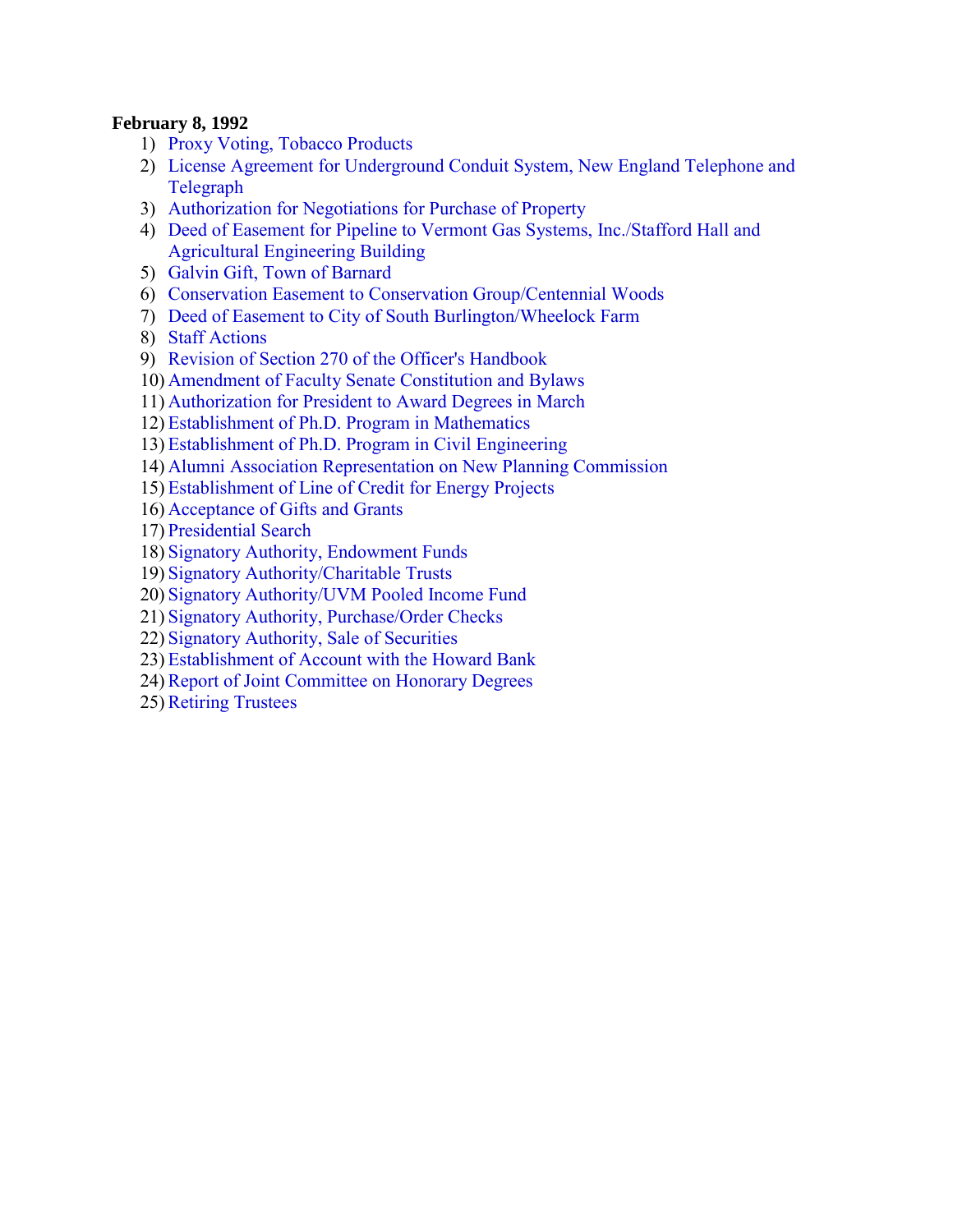**February 8, 1992**

1) Proxy Voting, Tobacco Products
2) License Agreement for Underground Conduit System, New England Telephone and Telegraph
3) Authorization for Negotiations for Purchase of Property
4) Deed of Easement for Pipeline to Vermont Gas Systems, Inc./Stafford Hall and Agricultural Engineering Building
5) Galvin Gift, Town of Barnard
6) Conservation Easement to Conservation Group/Centennial Woods
7) Deed of Easement to City of South Burlington/Wheelock Farm
8) Staff Actions
9) Revision of Section 270 of the Officer's Handbook
10) Amendment of Faculty Senate Constitution and Bylaws
11) Authorization for President to Award Degrees in March
12) Establishment of Ph.D. Program in Mathematics
13) Establishment of Ph.D. Program in Civil Engineering
14) Alumni Association Representation on New Planning Commission
15) Establishment of Line of Credit for Energy Projects
16) Acceptance of Gifts and Grants
17) Presidential Search
18) Signatory Authority, Endowment Funds
19) Signatory Authority/Charitable Trusts
20) Signatory Authority/UVM Pooled Income Fund
21) Signatory Authority, Purchase/Order Checks
22) Signatory Authority, Sale of Securities
23) Establishment of Account with the Howard Bank
24) Report of Joint Committee on Honorary Degrees
25) Retiring Trustees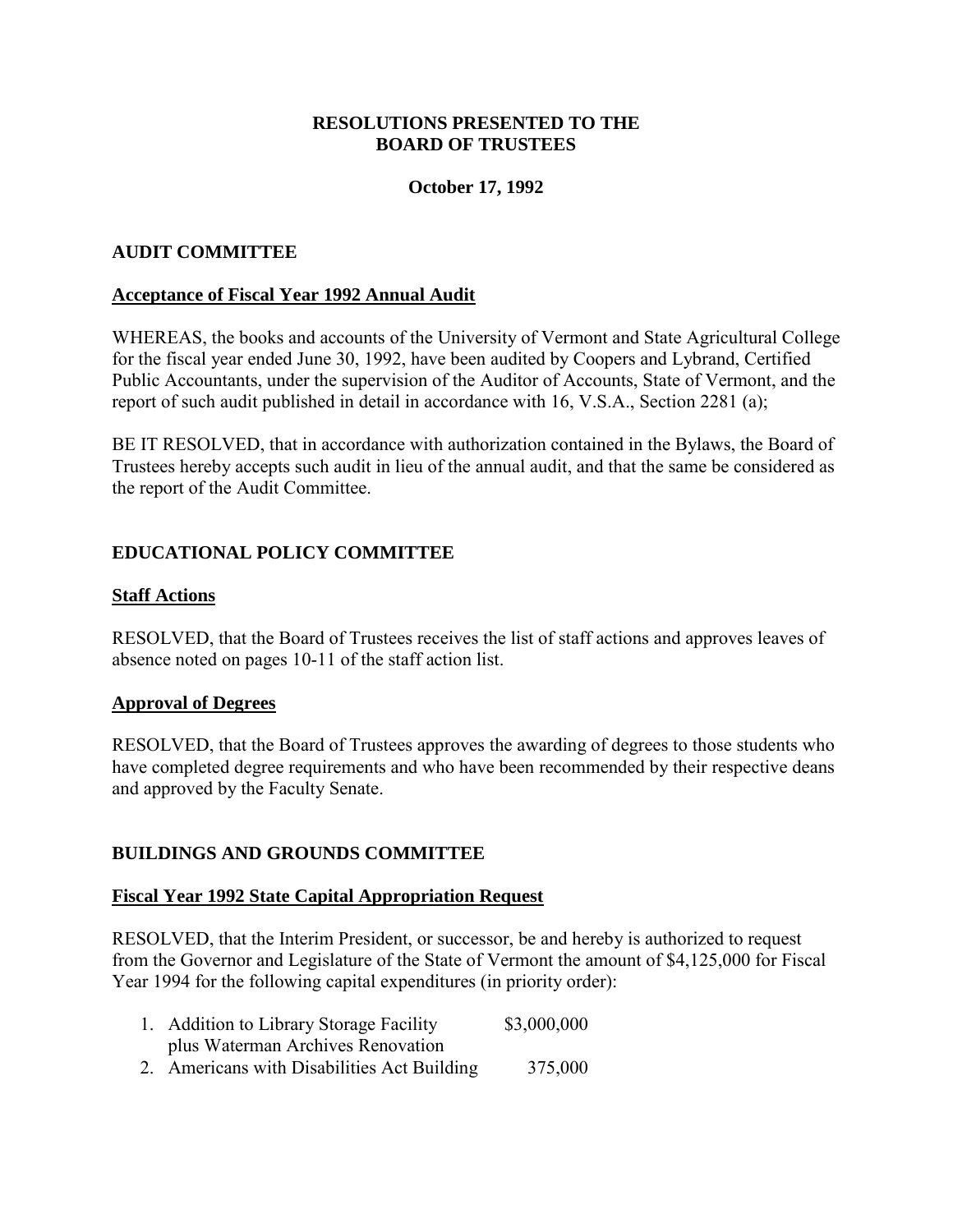**RESOLUTIONS PRESENTED TO THE BOARD OF TRUSTEES**

**October 17, 1992**

## AUDIT COMMITTEE

### Acceptance of Fiscal Year 1992 Annual Audit

WHEREAS, the books and accounts of the University of Vermont and State Agricultural College for the fiscal year ended June 30, 1992, have been audited by Coopers and Lybrand, Certified Public Accountants, under the supervision of the Auditor of Accounts, State of Vermont, and the report of such audit published in detail in accordance with 16, V.S.A., Section 2281 (a);

BE IT RESOLVED, that in accordance with authorization contained in the Bylaws, the Board of Trustees hereby accepts such audit in lieu of the annual audit, and that the same be considered as the report of the Audit Committee.

## EDUCATIONAL POLICY COMMITTEE

### Staff Actions

RESOLVED, that the Board of Trustees receives the list of staff actions and approves leaves of absence noted on pages 10-11 of the staff action list.

### Approval of Degrees

RESOLVED, that the Board of Trustees approves the awarding of degrees to those students who have completed degree requirements and who have been recommended by their respective deans and approved by the Faculty Senate.

## BUILDINGS AND GROUNDS COMMITTEE

### Fiscal Year 1992 State Capital Appropriation Request

RESOLVED, that the Interim President, or successor, be and hereby is authorized to request from the Governor and Legislature of the State of Vermont the amount of $4,125,000 for Fiscal Year 1994 for the following capital expenditures (in priority order):

1. Addition to Library Storage Facility plus Waterman Archives Renovation — $3,000,000
2. Americans with Disabilities Act Building — 375,000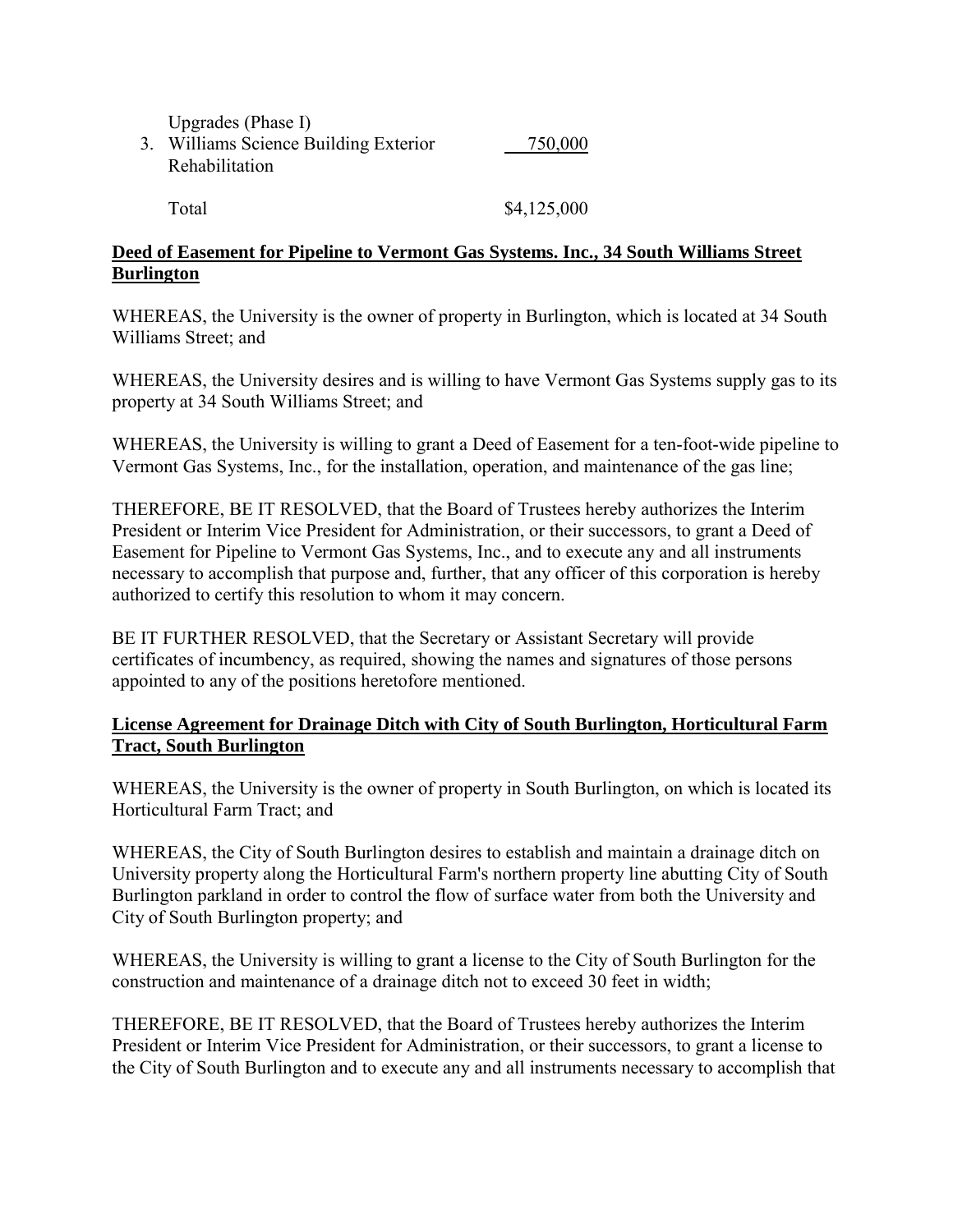| | | |
|---|---|---|
| | Upgrades (Phase I) | |
| 3. | Williams Science Building Exterior Rehabilitation | 750,000 |
| | Total | $4,125,000 |

**Deed of Easement for Pipeline to Vermont Gas Systems. Inc., 34 South Williams Street Burlington**

WHEREAS, the University is the owner of property in Burlington, which is located at 34 South Williams Street; and

WHEREAS, the University desires and is willing to have Vermont Gas Systems supply gas to its property at 34 South Williams Street; and

WHEREAS, the University is willing to grant a Deed of Easement for a ten-foot-wide pipeline to Vermont Gas Systems, Inc., for the installation, operation, and maintenance of the gas line;

THEREFORE, BE IT RESOLVED, that the Board of Trustees hereby authorizes the Interim President or Interim Vice President for Administration, or their successors, to grant a Deed of Easement for Pipeline to Vermont Gas Systems, Inc., and to execute any and all instruments necessary to accomplish that purpose and, further, that any officer of this corporation is hereby authorized to certify this resolution to whom it may concern.

BE IT FURTHER RESOLVED, that the Secretary or Assistant Secretary will provide certificates of incumbency, as required, showing the names and signatures of those persons appointed to any of the positions heretofore mentioned.

**License Agreement for Drainage Ditch with City of South Burlington, Horticultural Farm Tract, South Burlington**

WHEREAS, the University is the owner of property in South Burlington, on which is located its Horticultural Farm Tract; and

WHEREAS, the City of South Burlington desires to establish and maintain a drainage ditch on University property along the Horticultural Farm's northern property line abutting City of South Burlington parkland in order to control the flow of surface water from both the University and City of South Burlington property; and

WHEREAS, the University is willing to grant a license to the City of South Burlington for the construction and maintenance of a drainage ditch not to exceed 30 feet in width;

THEREFORE, BE IT RESOLVED, that the Board of Trustees hereby authorizes the Interim President or Interim Vice President for Administration, or their successors, to grant a license to the City of South Burlington and to execute any and all instruments necessary to accomplish that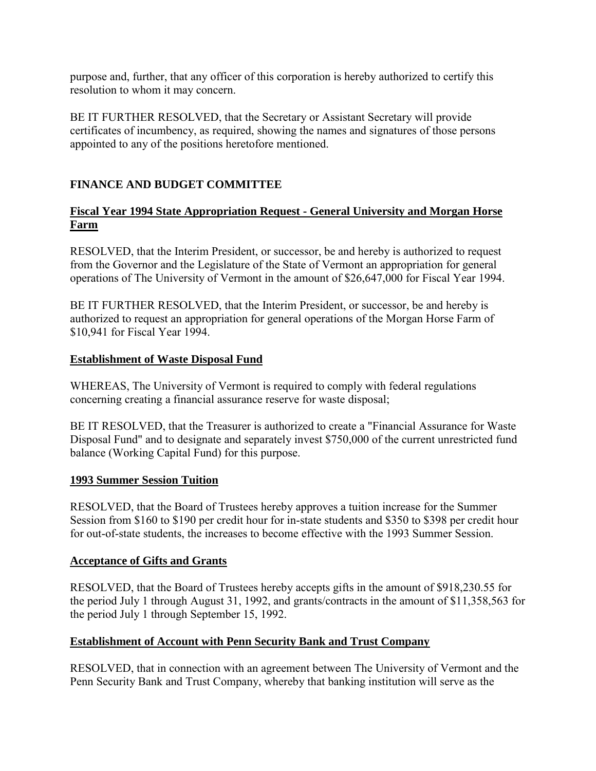purpose and, further, that any officer of this corporation is hereby authorized to certify this resolution to whom it may concern.

BE IT FURTHER RESOLVED, that the Secretary or Assistant Secretary will provide certificates of incumbency, as required, showing the names and signatures of those persons appointed to any of the positions heretofore mentioned.

## FINANCE AND BUDGET COMMITTEE

### Fiscal Year 1994 State Appropriation Request - General University and Morgan Horse Farm

RESOLVED, that the Interim President, or successor, be and hereby is authorized to request from the Governor and the Legislature of the State of Vermont an appropriation for general operations of The University of Vermont in the amount of $26,647,000 for Fiscal Year 1994.

BE IT FURTHER RESOLVED, that the Interim President, or successor, be and hereby is authorized to request an appropriation for general operations of the Morgan Horse Farm of $10,941 for Fiscal Year 1994.

### Establishment of Waste Disposal Fund

WHEREAS, The University of Vermont is required to comply with federal regulations concerning creating a financial assurance reserve for waste disposal;

BE IT RESOLVED, that the Treasurer is authorized to create a "Financial Assurance for Waste Disposal Fund" and to designate and separately invest $750,000 of the current unrestricted fund balance (Working Capital Fund) for this purpose.

### 1993 Summer Session Tuition

RESOLVED, that the Board of Trustees hereby approves a tuition increase for the Summer Session from $160 to $190 per credit hour for in-state students and $350 to $398 per credit hour for out-of-state students, the increases to become effective with the 1993 Summer Session.

### Acceptance of Gifts and Grants

RESOLVED, that the Board of Trustees hereby accepts gifts in the amount of $918,230.55 for the period July 1 through August 31, 1992, and grants/contracts in the amount of $11,358,563 for the period July 1 through September 15, 1992.

### Establishment of Account with Penn Security Bank and Trust Company

RESOLVED, that in connection with an agreement between The University of Vermont and the Penn Security Bank and Trust Company, whereby that banking institution will serve as the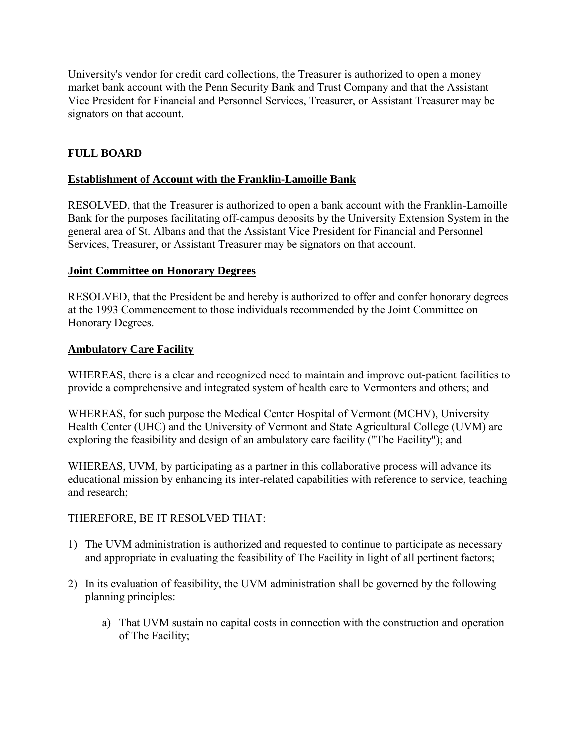University's vendor for credit card collections, the Treasurer is authorized to open a money market bank account with the Penn Security Bank and Trust Company and that the Assistant Vice President for Financial and Personnel Services, Treasurer, or Assistant Treasurer may be signators on that account.

**FULL BOARD**

**Establishment of Account with the Franklin-Lamoille Bank**

RESOLVED, that the Treasurer is authorized to open a bank account with the Franklin-Lamoille Bank for the purposes facilitating off-campus deposits by the University Extension System in the general area of St. Albans and that the Assistant Vice President for Financial and Personnel Services, Treasurer, or Assistant Treasurer may be signators on that account.

**Joint Committee on Honorary Degrees**

RESOLVED, that the President be and hereby is authorized to offer and confer honorary degrees at the 1993 Commencement to those individuals recommended by the Joint Committee on Honorary Degrees.

**Ambulatory Care Facility**

WHEREAS, there is a clear and recognized need to maintain and improve out-patient facilities to provide a comprehensive and integrated system of health care to Vermonters and others; and

WHEREAS, for such purpose the Medical Center Hospital of Vermont (MCHV), University Health Center (UHC) and the University of Vermont and State Agricultural College (UVM) are exploring the feasibility and design of an ambulatory care facility ("The Facility"); and

WHEREAS, UVM, by participating as a partner in this collaborative process will advance its educational mission by enhancing its inter-related capabilities with reference to service, teaching and research;

THEREFORE, BE IT RESOLVED THAT:

1) The UVM administration is authorized and requested to continue to participate as necessary and appropriate in evaluating the feasibility of The Facility in light of all pertinent factors;

2) In its evaluation of feasibility, the UVM administration shall be governed by the following planning principles:

    a) That UVM sustain no capital costs in connection with the construction and operation of The Facility;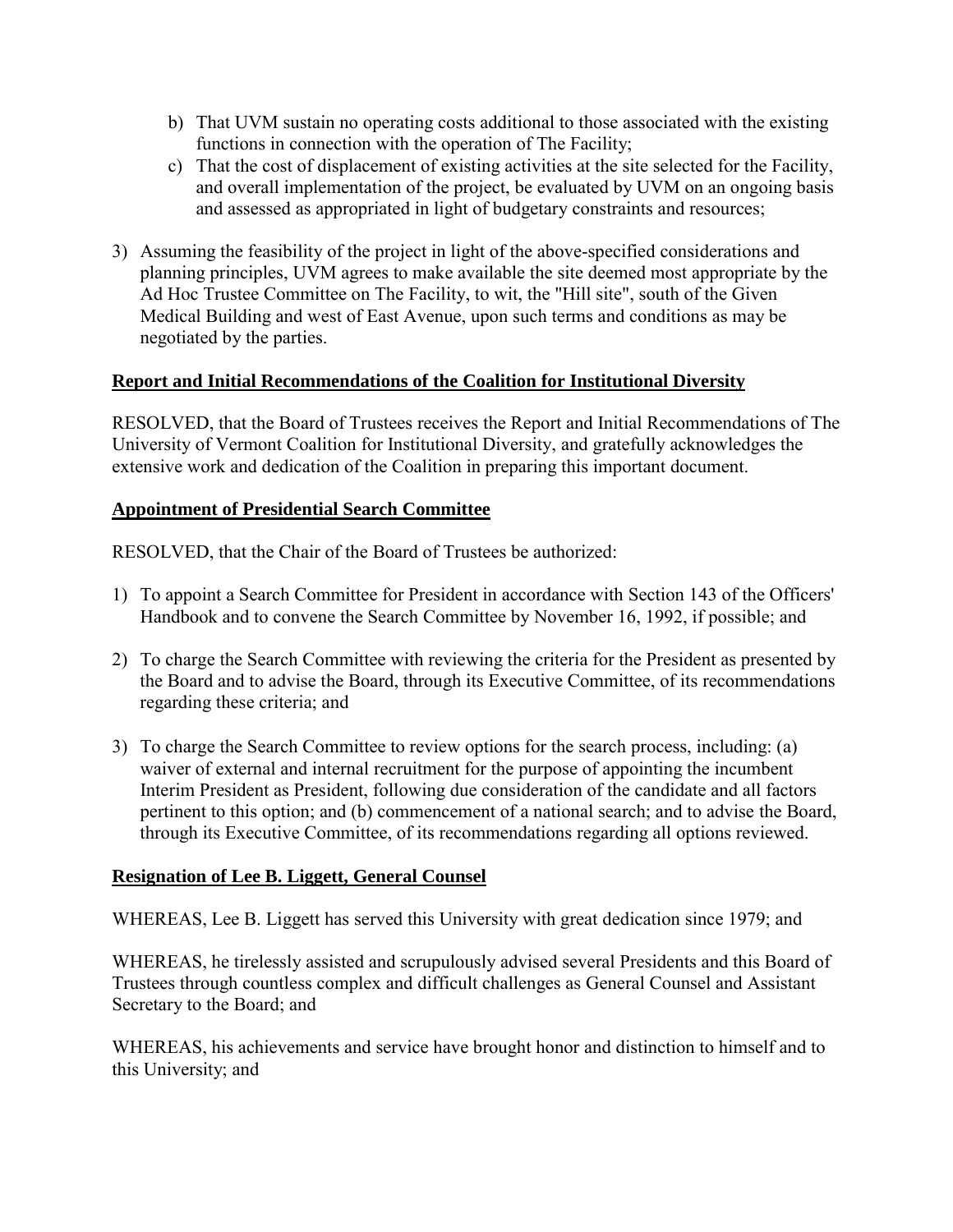- b) That UVM sustain no operating costs additional to those associated with the existing functions in connection with the operation of The Facility;
- c) That the cost of displacement of existing activities at the site selected for the Facility, and overall implementation of the project, be evaluated by UVM on an ongoing basis and assessed as appropriated in light of budgetary constraints and resources;

3) Assuming the feasibility of the project in light of the above-specified considerations and planning principles, UVM agrees to make available the site deemed most appropriate by the Ad Hoc Trustee Committee on The Facility, to wit, the "Hill site", south of the Given Medical Building and west of East Avenue, upon such terms and conditions as may be negotiated by the parties.

**Report and Initial Recommendations of the Coalition for Institutional Diversity**

RESOLVED, that the Board of Trustees receives the Report and Initial Recommendations of The University of Vermont Coalition for Institutional Diversity, and gratefully acknowledges the extensive work and dedication of the Coalition in preparing this important document.

**Appointment of Presidential Search Committee**

RESOLVED, that the Chair of the Board of Trustees be authorized:

1) To appoint a Search Committee for President in accordance with Section 143 of the Officers' Handbook and to convene the Search Committee by November 16, 1992, if possible; and

2) To charge the Search Committee with reviewing the criteria for the President as presented by the Board and to advise the Board, through its Executive Committee, of its recommendations regarding these criteria; and

3) To charge the Search Committee to review options for the search process, including: (a) waiver of external and internal recruitment for the purpose of appointing the incumbent Interim President as President, following due consideration of the candidate and all factors pertinent to this option; and (b) commencement of a national search; and to advise the Board, through its Executive Committee, of its recommendations regarding all options reviewed.

**Resignation of Lee B. Liggett, General Counsel**

WHEREAS, Lee B. Liggett has served this University with great dedication since 1979; and

WHEREAS, he tirelessly assisted and scrupulously advised several Presidents and this Board of Trustees through countless complex and difficult challenges as General Counsel and Assistant Secretary to the Board; and

WHEREAS, his achievements and service have brought honor and distinction to himself and to this University; and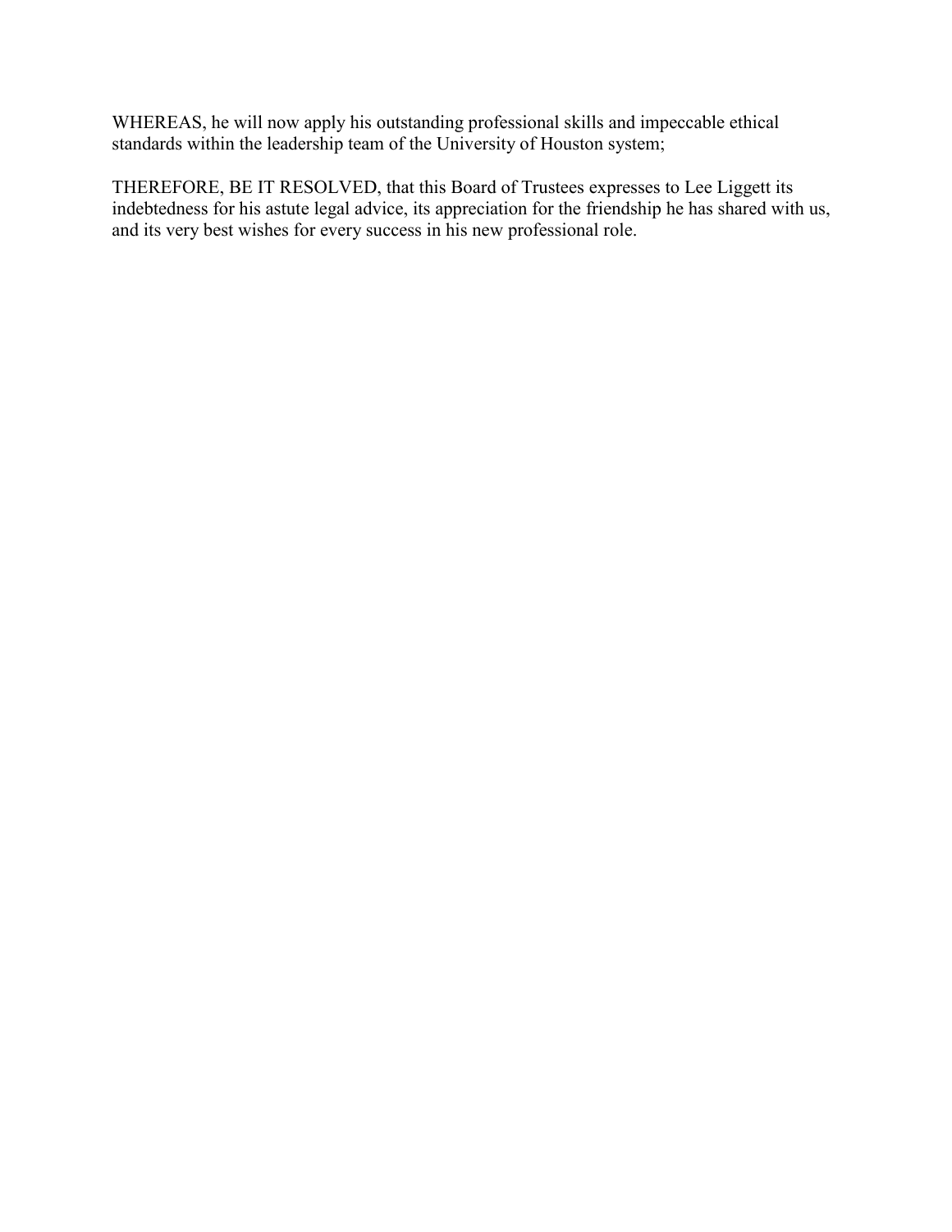WHEREAS, he will now apply his outstanding professional skills and impeccable ethical standards within the leadership team of the University of Houston system;

THEREFORE, BE IT RESOLVED, that this Board of Trustees expresses to Lee Liggett its indebtedness for his astute legal advice, its appreciation for the friendship he has shared with us, and its very best wishes for every success in his new professional role.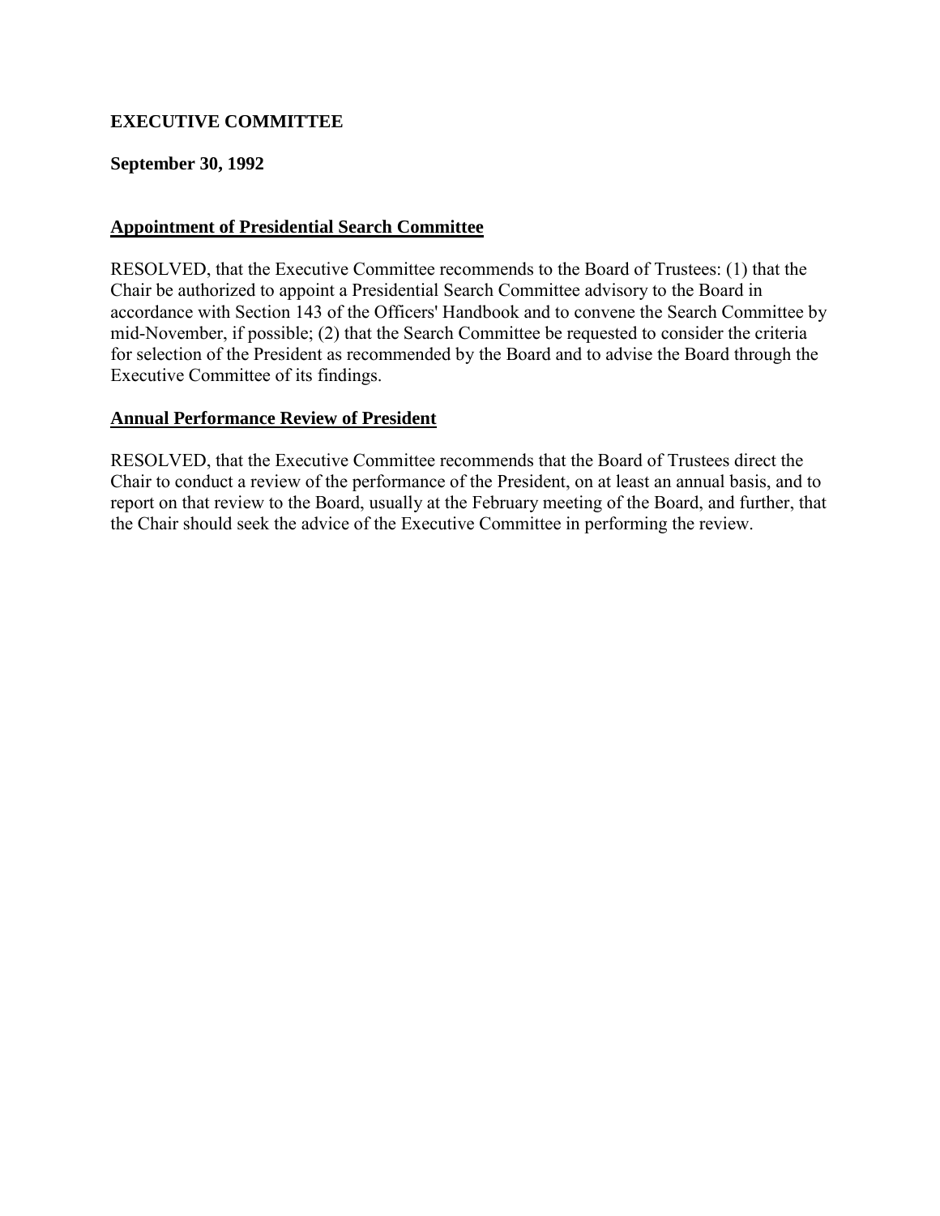**EXECUTIVE COMMITTEE**

**September 30, 1992**

## Appointment of Presidential Search Committee

RESOLVED, that the Executive Committee recommends to the Board of Trustees: (1) that the Chair be authorized to appoint a Presidential Search Committee advisory to the Board in accordance with Section 143 of the Officers' Handbook and to convene the Search Committee by mid-November, if possible; (2) that the Search Committee be requested to consider the criteria for selection of the President as recommended by the Board and to advise the Board through the Executive Committee of its findings.

## Annual Performance Review of President

RESOLVED, that the Executive Committee recommends that the Board of Trustees direct the Chair to conduct a review of the performance of the President, on at least an annual basis, and to report on that review to the Board, usually at the February meeting of the Board, and further, that the Chair should seek the advice of the Executive Committee in performing the review.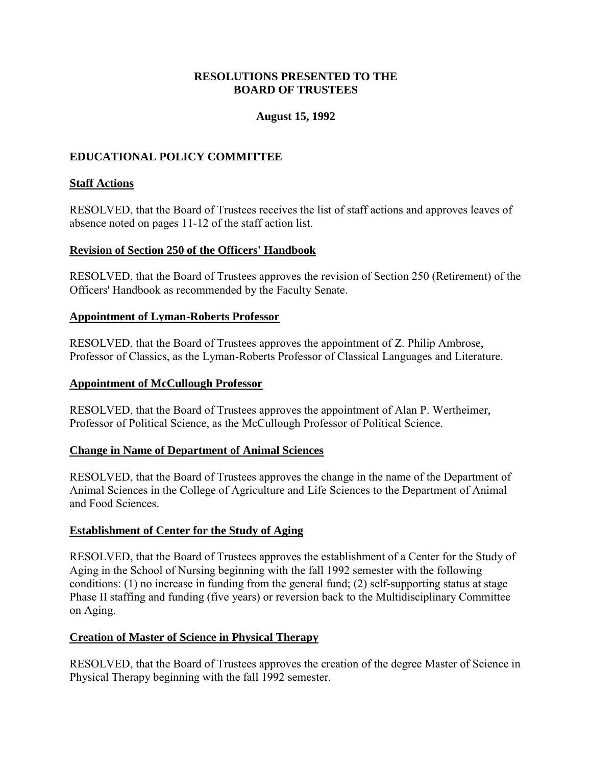# RESOLUTIONS PRESENTED TO THE BOARD OF TRUSTEES

**August 15, 1992**

## EDUCATIONAL POLICY COMMITTEE

### Staff Actions

RESOLVED, that the Board of Trustees receives the list of staff actions and approves leaves of absence noted on pages 11-12 of the staff action list.

### Revision of Section 250 of the Officers' Handbook

RESOLVED, that the Board of Trustees approves the revision of Section 250 (Retirement) of the Officers' Handbook as recommended by the Faculty Senate.

### Appointment of Lyman-Roberts Professor

RESOLVED, that the Board of Trustees approves the appointment of Z. Philip Ambrose, Professor of Classics, as the Lyman-Roberts Professor of Classical Languages and Literature.

### Appointment of McCullough Professor

RESOLVED, that the Board of Trustees approves the appointment of Alan P. Wertheimer, Professor of Political Science, as the McCullough Professor of Political Science.

### Change in Name of Department of Animal Sciences

RESOLVED, that the Board of Trustees approves the change in the name of the Department of Animal Sciences in the College of Agriculture and Life Sciences to the Department of Animal and Food Sciences.

### Establishment of Center for the Study of Aging

RESOLVED, that the Board of Trustees approves the establishment of a Center for the Study of Aging in the School of Nursing beginning with the fall 1992 semester with the following conditions: (1) no increase in funding from the general fund; (2) self-supporting status at stage Phase II staffing and funding (five years) or reversion back to the Multidisciplinary Committee on Aging.

### Creation of Master of Science in Physical Therapy

RESOLVED, that the Board of Trustees approves the creation of the degree Master of Science in Physical Therapy beginning with the fall 1992 semester.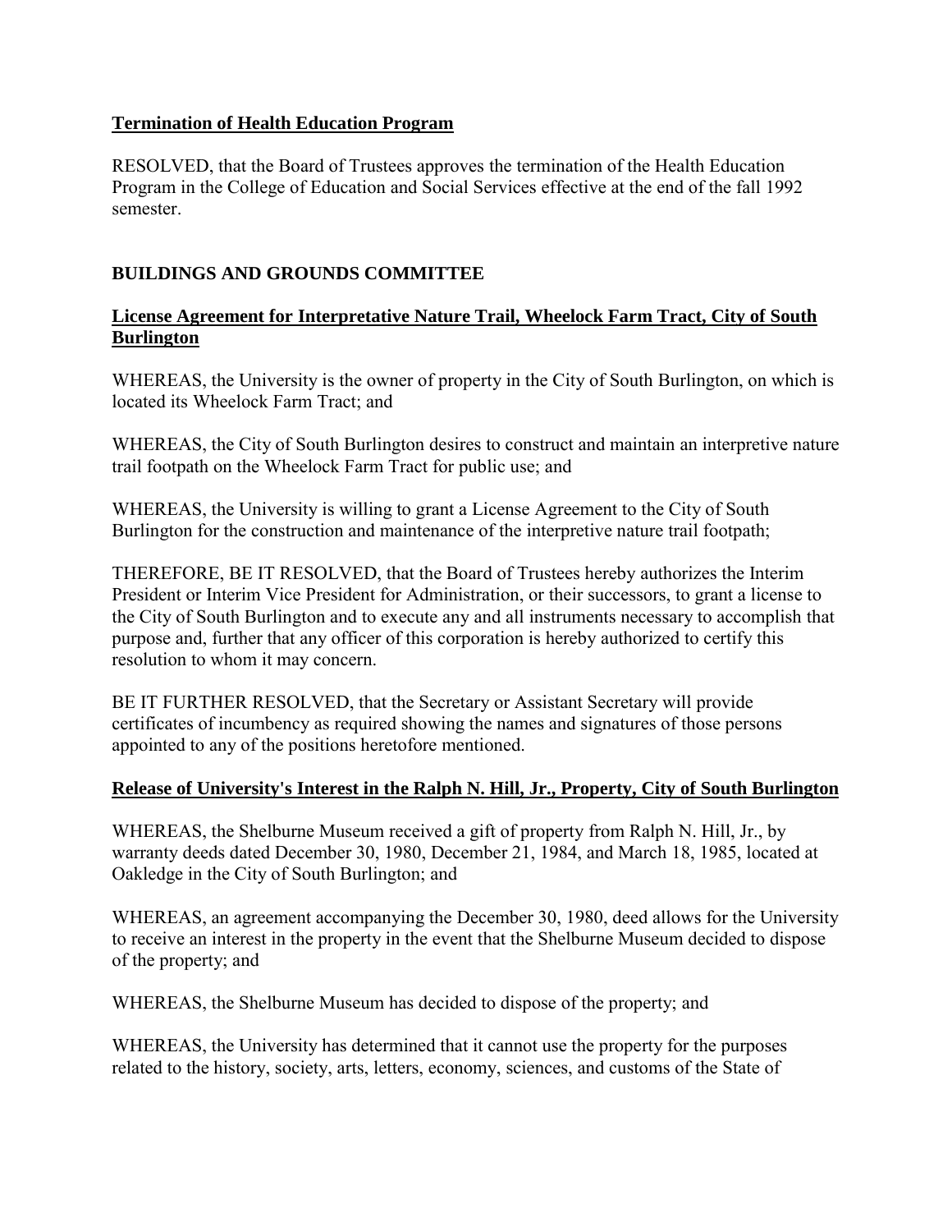**Termination of Health Education Program**

RESOLVED, that the Board of Trustees approves the termination of the Health Education Program in the College of Education and Social Services effective at the end of the fall 1992 semester.

## BUILDINGS AND GROUNDS COMMITTEE

**License Agreement for Interpretative Nature Trail, Wheelock Farm Tract, City of South Burlington**

WHEREAS, the University is the owner of property in the City of South Burlington, on which is located its Wheelock Farm Tract; and

WHEREAS, the City of South Burlington desires to construct and maintain an interpretive nature trail footpath on the Wheelock Farm Tract for public use; and

WHEREAS, the University is willing to grant a License Agreement to the City of South Burlington for the construction and maintenance of the interpretive nature trail footpath;

THEREFORE, BE IT RESOLVED, that the Board of Trustees hereby authorizes the Interim President or Interim Vice President for Administration, or their successors, to grant a license to the City of South Burlington and to execute any and all instruments necessary to accomplish that purpose and, further that any officer of this corporation is hereby authorized to certify this resolution to whom it may concern.

BE IT FURTHER RESOLVED, that the Secretary or Assistant Secretary will provide certificates of incumbency as required showing the names and signatures of those persons appointed to any of the positions heretofore mentioned.

**Release of University's Interest in the Ralph N. Hill, Jr., Property, City of South Burlington**

WHEREAS, the Shelburne Museum received a gift of property from Ralph N. Hill, Jr., by warranty deeds dated December 30, 1980, December 21, 1984, and March 18, 1985, located at Oakledge in the City of South Burlington; and

WHEREAS, an agreement accompanying the December 30, 1980, deed allows for the University to receive an interest in the property in the event that the Shelburne Museum decided to dispose of the property; and

WHEREAS, the Shelburne Museum has decided to dispose of the property; and

WHEREAS, the University has determined that it cannot use the property for the purposes related to the history, society, arts, letters, economy, sciences, and customs of the State of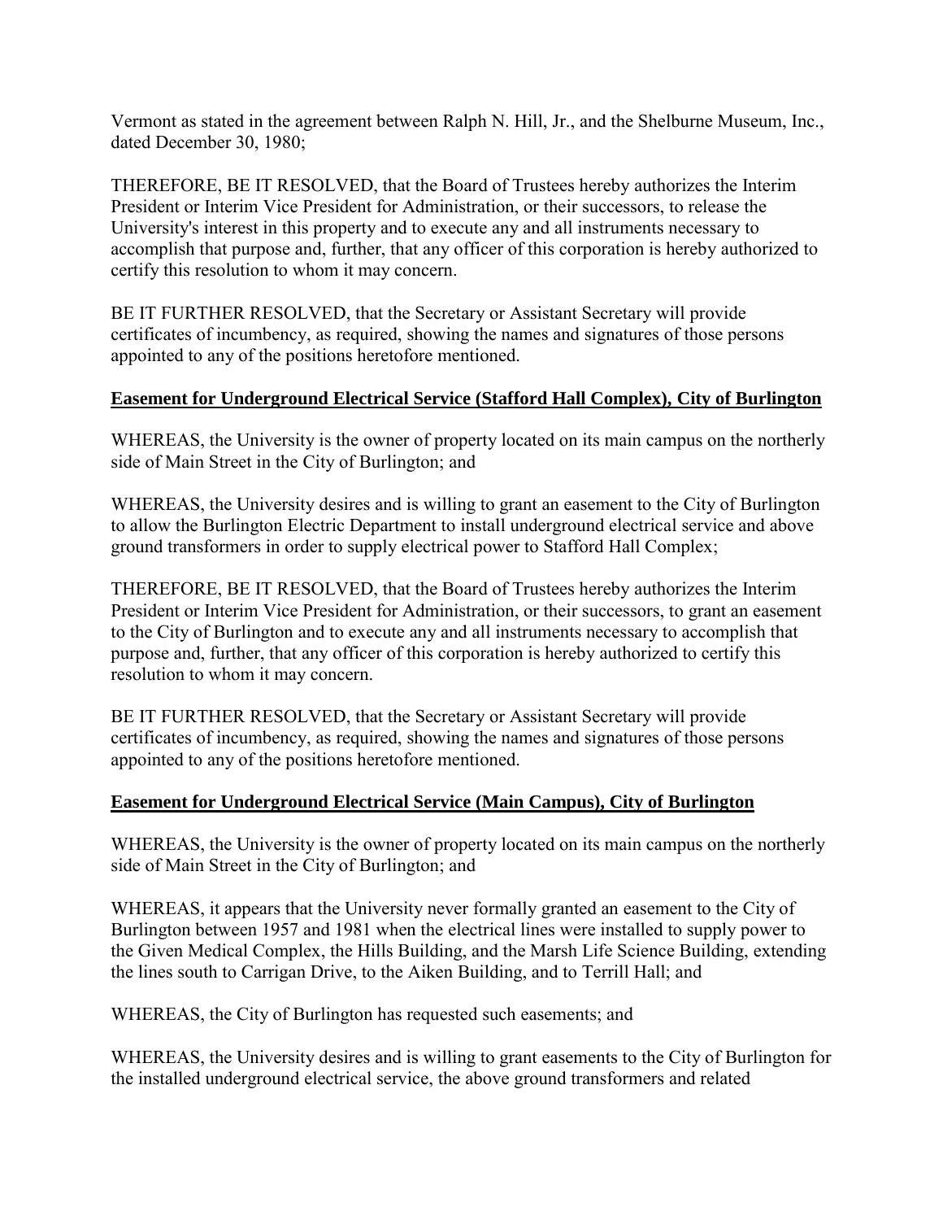Vermont as stated in the agreement between Ralph N. Hill, Jr., and the Shelburne Museum, Inc., dated December 30, 1980;

THEREFORE, BE IT RESOLVED, that the Board of Trustees hereby authorizes the Interim President or Interim Vice President for Administration, or their successors, to release the University's interest in this property and to execute any and all instruments necessary to accomplish that purpose and, further, that any officer of this corporation is hereby authorized to certify this resolution to whom it may concern.

BE IT FURTHER RESOLVED, that the Secretary or Assistant Secretary will provide certificates of incumbency, as required, showing the names and signatures of those persons appointed to any of the positions heretofore mentioned.

**Easement for Underground Electrical Service (Stafford Hall Complex), City of Burlington**

WHEREAS, the University is the owner of property located on its main campus on the northerly side of Main Street in the City of Burlington; and

WHEREAS, the University desires and is willing to grant an easement to the City of Burlington to allow the Burlington Electric Department to install underground electrical service and above ground transformers in order to supply electrical power to Stafford Hall Complex;

THEREFORE, BE IT RESOLVED, that the Board of Trustees hereby authorizes the Interim President or Interim Vice President for Administration, or their successors, to grant an easement to the City of Burlington and to execute any and all instruments necessary to accomplish that purpose and, further, that any officer of this corporation is hereby authorized to certify this resolution to whom it may concern.

BE IT FURTHER RESOLVED, that the Secretary or Assistant Secretary will provide certificates of incumbency, as required, showing the names and signatures of those persons appointed to any of the positions heretofore mentioned.

**Easement for Underground Electrical Service (Main Campus), City of Burlington**

WHEREAS, the University is the owner of property located on its main campus on the northerly side of Main Street in the City of Burlington; and

WHEREAS, it appears that the University never formally granted an easement to the City of Burlington between 1957 and 1981 when the electrical lines were installed to supply power to the Given Medical Complex, the Hills Building, and the Marsh Life Science Building, extending the lines south to Carrigan Drive, to the Aiken Building, and to Terrill Hall; and

WHEREAS, the City of Burlington has requested such easements; and

WHEREAS, the University desires and is willing to grant easements to the City of Burlington for the installed underground electrical service, the above ground transformers and related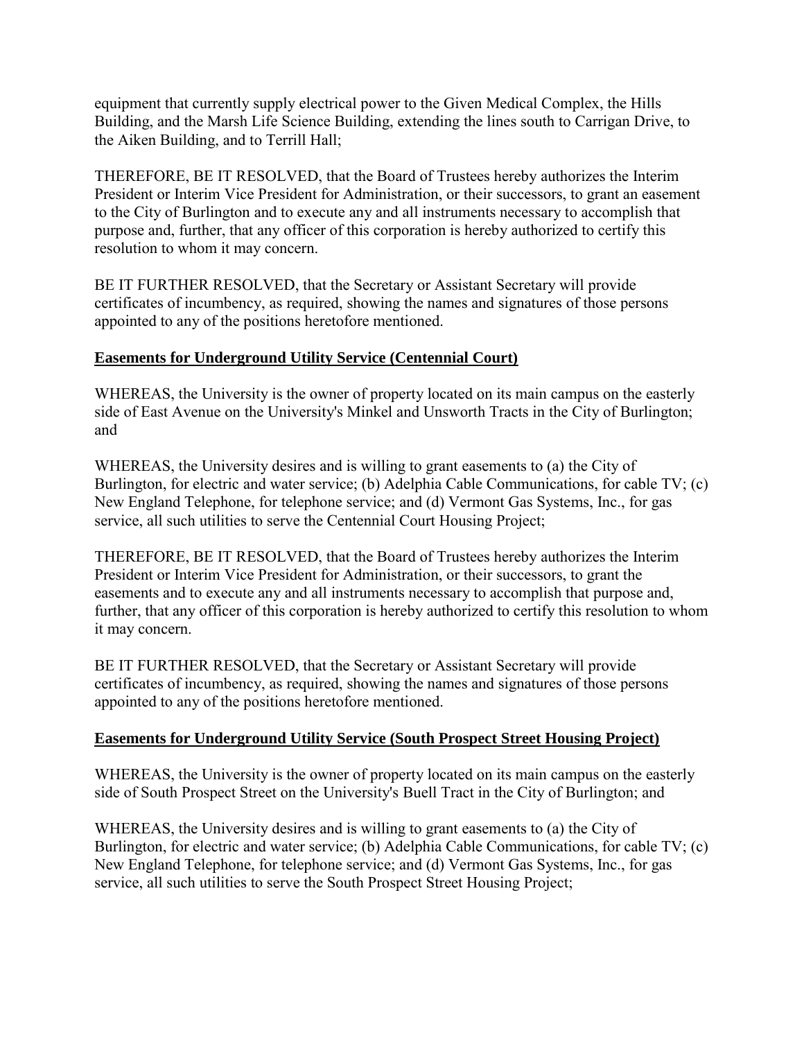equipment that currently supply electrical power to the Given Medical Complex, the Hills Building, and the Marsh Life Science Building, extending the lines south to Carrigan Drive, to the Aiken Building, and to Terrill Hall;

THEREFORE, BE IT RESOLVED, that the Board of Trustees hereby authorizes the Interim President or Interim Vice President for Administration, or their successors, to grant an easement to the City of Burlington and to execute any and all instruments necessary to accomplish that purpose and, further, that any officer of this corporation is hereby authorized to certify this resolution to whom it may concern.

BE IT FURTHER RESOLVED, that the Secretary or Assistant Secretary will provide certificates of incumbency, as required, showing the names and signatures of those persons appointed to any of the positions heretofore mentioned.

**Easements for Underground Utility Service (Centennial Court)**

WHEREAS, the University is the owner of property located on its main campus on the easterly side of East Avenue on the University's Minkel and Unsworth Tracts in the City of Burlington; and

WHEREAS, the University desires and is willing to grant easements to (a) the City of Burlington, for electric and water service; (b) Adelphia Cable Communications, for cable TV; (c) New England Telephone, for telephone service; and (d) Vermont Gas Systems, Inc., for gas service, all such utilities to serve the Centennial Court Housing Project;

THEREFORE, BE IT RESOLVED, that the Board of Trustees hereby authorizes the Interim President or Interim Vice President for Administration, or their successors, to grant the easements and to execute any and all instruments necessary to accomplish that purpose and, further, that any officer of this corporation is hereby authorized to certify this resolution to whom it may concern.

BE IT FURTHER RESOLVED, that the Secretary or Assistant Secretary will provide certificates of incumbency, as required, showing the names and signatures of those persons appointed to any of the positions heretofore mentioned.

**Easements for Underground Utility Service (South Prospect Street Housing Project)**

WHEREAS, the University is the owner of property located on its main campus on the easterly side of South Prospect Street on the University's Buell Tract in the City of Burlington; and

WHEREAS, the University desires and is willing to grant easements to (a) the City of Burlington, for electric and water service; (b) Adelphia Cable Communications, for cable TV; (c) New England Telephone, for telephone service; and (d) Vermont Gas Systems, Inc., for gas service, all such utilities to serve the South Prospect Street Housing Project;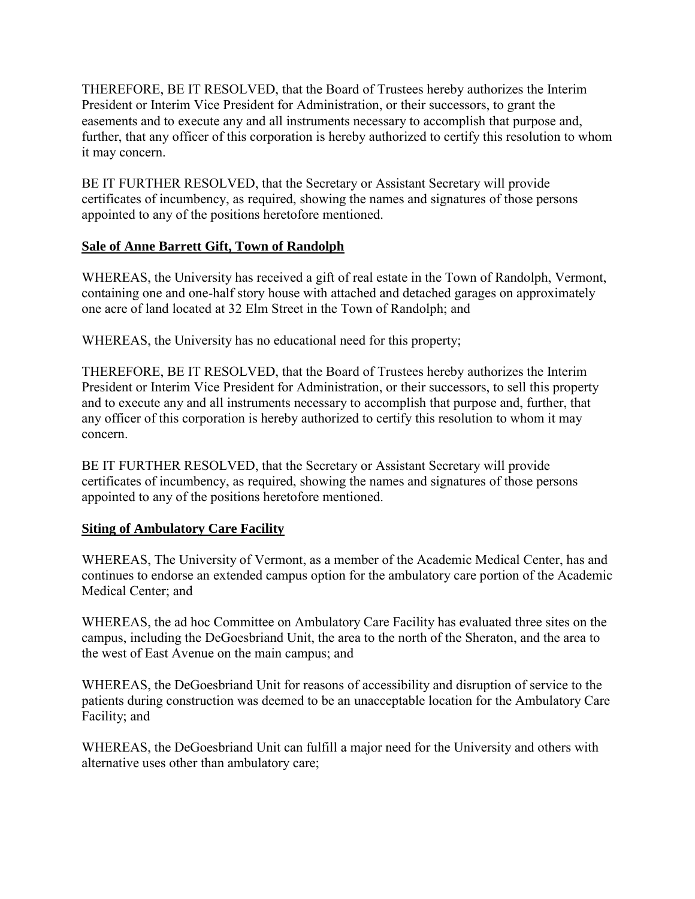THEREFORE, BE IT RESOLVED, that the Board of Trustees hereby authorizes the Interim President or Interim Vice President for Administration, or their successors, to grant the easements and to execute any and all instruments necessary to accomplish that purpose and, further, that any officer of this corporation is hereby authorized to certify this resolution to whom it may concern.

BE IT FURTHER RESOLVED, that the Secretary or Assistant Secretary will provide certificates of incumbency, as required, showing the names and signatures of those persons appointed to any of the positions heretofore mentioned.

**Sale of Anne Barrett Gift, Town of Randolph**

WHEREAS, the University has received a gift of real estate in the Town of Randolph, Vermont, containing one and one-half story house with attached and detached garages on approximately one acre of land located at 32 Elm Street in the Town of Randolph; and

WHEREAS, the University has no educational need for this property;

THEREFORE, BE IT RESOLVED, that the Board of Trustees hereby authorizes the Interim President or Interim Vice President for Administration, or their successors, to sell this property and to execute any and all instruments necessary to accomplish that purpose and, further, that any officer of this corporation is hereby authorized to certify this resolution to whom it may concern.

BE IT FURTHER RESOLVED, that the Secretary or Assistant Secretary will provide certificates of incumbency, as required, showing the names and signatures of those persons appointed to any of the positions heretofore mentioned.

**Siting of Ambulatory Care Facility**

WHEREAS, The University of Vermont, as a member of the Academic Medical Center, has and continues to endorse an extended campus option for the ambulatory care portion of the Academic Medical Center; and

WHEREAS, the ad hoc Committee on Ambulatory Care Facility has evaluated three sites on the campus, including the DeGoesbriand Unit, the area to the north of the Sheraton, and the area to the west of East Avenue on the main campus; and

WHEREAS, the DeGoesbriand Unit for reasons of accessibility and disruption of service to the patients during construction was deemed to be an unacceptable location for the Ambulatory Care Facility; and

WHEREAS, the DeGoesbriand Unit can fulfill a major need for the University and others with alternative uses other than ambulatory care;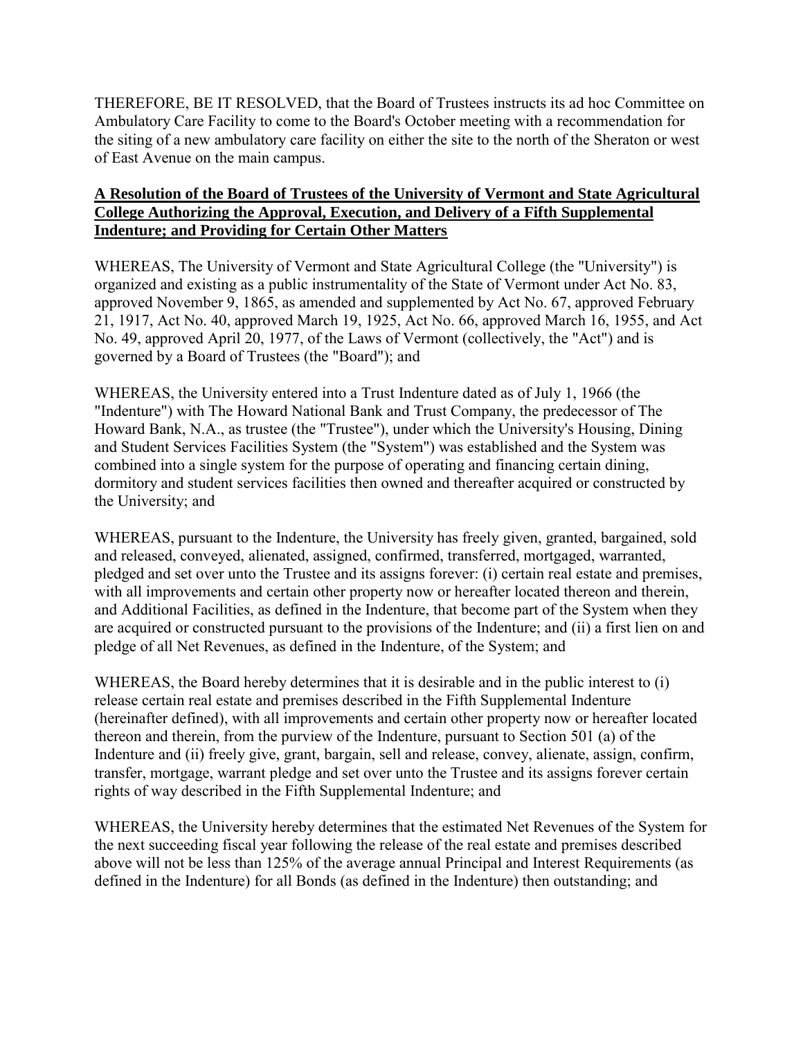THEREFORE, BE IT RESOLVED, that the Board of Trustees instructs its ad hoc Committee on Ambulatory Care Facility to come to the Board's October meeting with a recommendation for the siting of a new ambulatory care facility on either the site to the north of the Sheraton or west of East Avenue on the main campus.

**A Resolution of the Board of Trustees of the University of Vermont and State Agricultural College Authorizing the Approval, Execution, and Delivery of a Fifth Supplemental Indenture; and Providing for Certain Other Matters**

WHEREAS, The University of Vermont and State Agricultural College (the "University") is organized and existing as a public instrumentality of the State of Vermont under Act No. 83, approved November 9, 1865, as amended and supplemented by Act No. 67, approved February 21, 1917, Act No. 40, approved March 19, 1925, Act No. 66, approved March 16, 1955, and Act No. 49, approved April 20, 1977, of the Laws of Vermont (collectively, the "Act") and is governed by a Board of Trustees (the "Board"); and

WHEREAS, the University entered into a Trust Indenture dated as of July 1, 1966 (the "Indenture") with The Howard National Bank and Trust Company, the predecessor of The Howard Bank, N.A., as trustee (the "Trustee"), under which the University's Housing, Dining and Student Services Facilities System (the "System") was established and the System was combined into a single system for the purpose of operating and financing certain dining, dormitory and student services facilities then owned and thereafter acquired or constructed by the University; and

WHEREAS, pursuant to the Indenture, the University has freely given, granted, bargained, sold and released, conveyed, alienated, assigned, confirmed, transferred, mortgaged, warranted, pledged and set over unto the Trustee and its assigns forever: (i) certain real estate and premises, with all improvements and certain other property now or hereafter located thereon and therein, and Additional Facilities, as defined in the Indenture, that become part of the System when they are acquired or constructed pursuant to the provisions of the Indenture; and (ii) a first lien on and pledge of all Net Revenues, as defined in the Indenture, of the System; and

WHEREAS, the Board hereby determines that it is desirable and in the public interest to (i) release certain real estate and premises described in the Fifth Supplemental Indenture (hereinafter defined), with all improvements and certain other property now or hereafter located thereon and therein, from the purview of the Indenture, pursuant to Section 501 (a) of the Indenture and (ii) freely give, grant, bargain, sell and release, convey, alienate, assign, confirm, transfer, mortgage, warrant pledge and set over unto the Trustee and its assigns forever certain rights of way described in the Fifth Supplemental Indenture; and

WHEREAS, the University hereby determines that the estimated Net Revenues of the System for the next succeeding fiscal year following the release of the real estate and premises described above will not be less than 125% of the average annual Principal and Interest Requirements (as defined in the Indenture) for all Bonds (as defined in the Indenture) then outstanding; and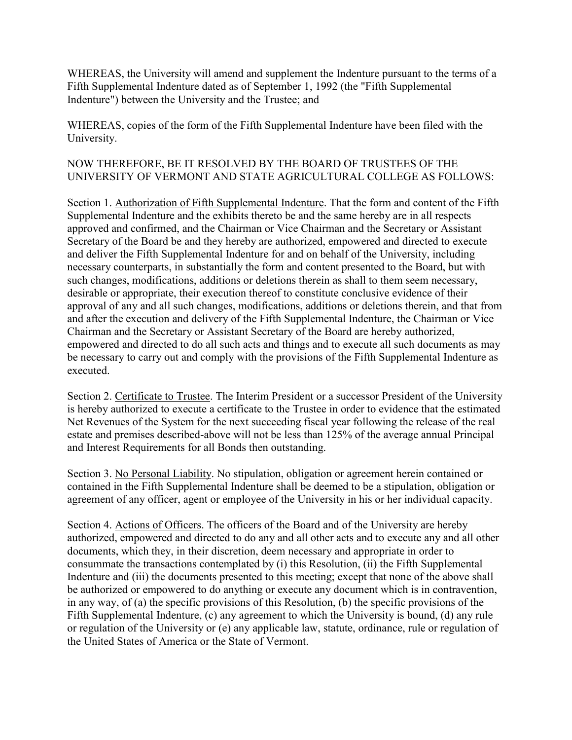WHEREAS, the University will amend and supplement the Indenture pursuant to the terms of a Fifth Supplemental Indenture dated as of September 1, 1992 (the "Fifth Supplemental Indenture") between the University and the Trustee; and

WHEREAS, copies of the form of the Fifth Supplemental Indenture have been filed with the University.

NOW THEREFORE, BE IT RESOLVED BY THE BOARD OF TRUSTEES OF THE UNIVERSITY OF VERMONT AND STATE AGRICULTURAL COLLEGE AS FOLLOWS:

Section 1. Authorization of Fifth Supplemental Indenture. That the form and content of the Fifth Supplemental Indenture and the exhibits thereto be and the same hereby are in all respects approved and confirmed, and the Chairman or Vice Chairman and the Secretary or Assistant Secretary of the Board be and they hereby are authorized, empowered and directed to execute and deliver the Fifth Supplemental Indenture for and on behalf of the University, including necessary counterparts, in substantially the form and content presented to the Board, but with such changes, modifications, additions or deletions therein as shall to them seem necessary, desirable or appropriate, their execution thereof to constitute conclusive evidence of their approval of any and all such changes, modifications, additions or deletions therein, and that from and after the execution and delivery of the Fifth Supplemental Indenture, the Chairman or Vice Chairman and the Secretary or Assistant Secretary of the Board are hereby authorized, empowered and directed to do all such acts and things and to execute all such documents as may be necessary to carry out and comply with the provisions of the Fifth Supplemental Indenture as executed.

Section 2. Certificate to Trustee. The Interim President or a successor President of the University is hereby authorized to execute a certificate to the Trustee in order to evidence that the estimated Net Revenues of the System for the next succeeding fiscal year following the release of the real estate and premises described-above will not be less than 125% of the average annual Principal and Interest Requirements for all Bonds then outstanding.

Section 3. No Personal Liability. No stipulation, obligation or agreement herein contained or contained in the Fifth Supplemental Indenture shall be deemed to be a stipulation, obligation or agreement of any officer, agent or employee of the University in his or her individual capacity.

Section 4. Actions of Officers. The officers of the Board and of the University are hereby authorized, empowered and directed to do any and all other acts and to execute any and all other documents, which they, in their discretion, deem necessary and appropriate in order to consummate the transactions contemplated by (i) this Resolution, (ii) the Fifth Supplemental Indenture and (iii) the documents presented to this meeting; except that none of the above shall be authorized or empowered to do anything or execute any document which is in contravention, in any way, of (a) the specific provisions of this Resolution, (b) the specific provisions of the Fifth Supplemental Indenture, (c) any agreement to which the University is bound, (d) any rule or regulation of the University or (e) any applicable law, statute, ordinance, rule or regulation of the United States of America or the State of Vermont.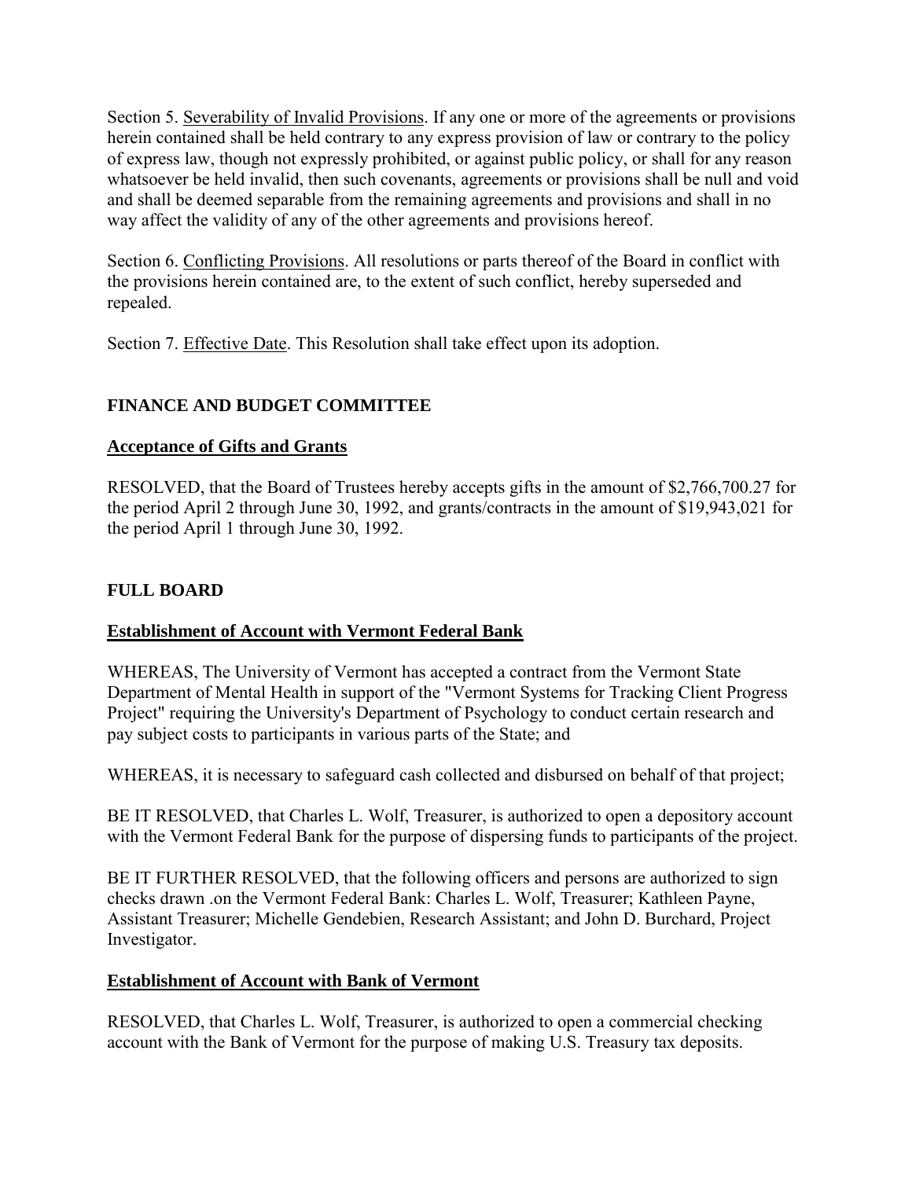Section 5. Severability of Invalid Provisions. If any one or more of the agreements or provisions herein contained shall be held contrary to any express provision of law or contrary to the policy of express law, though not expressly prohibited, or against public policy, or shall for any reason whatsoever be held invalid, then such covenants, agreements or provisions shall be null and void and shall be deemed separable from the remaining agreements and provisions and shall in no way affect the validity of any of the other agreements and provisions hereof.

Section 6. Conflicting Provisions. All resolutions or parts thereof of the Board in conflict with the provisions herein contained are, to the extent of such conflict, hereby superseded and repealed.

Section 7. Effective Date. This Resolution shall take effect upon its adoption.

## FINANCE AND BUDGET COMMITTEE

### Acceptance of Gifts and Grants

RESOLVED, that the Board of Trustees hereby accepts gifts in the amount of $2,766,700.27 for the period April 2 through June 30, 1992, and grants/contracts in the amount of $19,943,021 for the period April 1 through June 30, 1992.

## FULL BOARD

### Establishment of Account with Vermont Federal Bank

WHEREAS, The University of Vermont has accepted a contract from the Vermont State Department of Mental Health in support of the "Vermont Systems for Tracking Client Progress Project" requiring the University's Department of Psychology to conduct certain research and pay subject costs to participants in various parts of the State; and

WHEREAS, it is necessary to safeguard cash collected and disbursed on behalf of that project;

BE IT RESOLVED, that Charles L. Wolf, Treasurer, is authorized to open a depository account with the Vermont Federal Bank for the purpose of dispersing funds to participants of the project.

BE IT FURTHER RESOLVED, that the following officers and persons are authorized to sign checks drawn .on the Vermont Federal Bank: Charles L. Wolf, Treasurer; Kathleen Payne, Assistant Treasurer; Michelle Gendebien, Research Assistant; and John D. Burchard, Project Investigator.

### Establishment of Account with Bank of Vermont

RESOLVED, that Charles L. Wolf, Treasurer, is authorized to open a commercial checking account with the Bank of Vermont for the purpose of making U.S. Treasury tax deposits.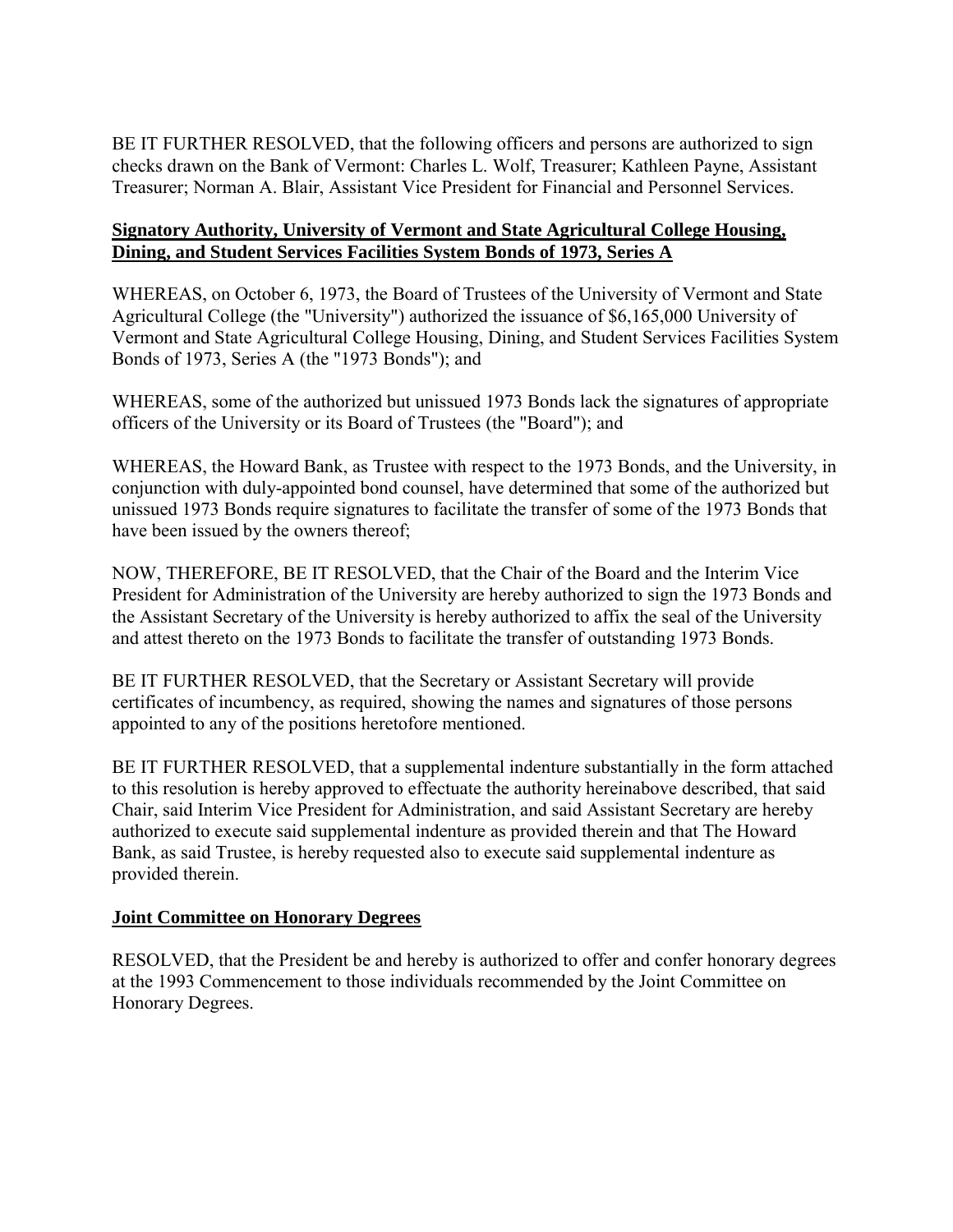BE IT FURTHER RESOLVED, that the following officers and persons are authorized to sign checks drawn on the Bank of Vermont: Charles L. Wolf, Treasurer; Kathleen Payne, Assistant Treasurer; Norman A. Blair, Assistant Vice President for Financial and Personnel Services.

**Signatory Authority, University of Vermont and State Agricultural College Housing, Dining, and Student Services Facilities System Bonds of 1973, Series A**

WHEREAS, on October 6, 1973, the Board of Trustees of the University of Vermont and State Agricultural College (the "University") authorized the issuance of $6,165,000 University of Vermont and State Agricultural College Housing, Dining, and Student Services Facilities System Bonds of 1973, Series A (the "1973 Bonds"); and

WHEREAS, some of the authorized but unissued 1973 Bonds lack the signatures of appropriate officers of the University or its Board of Trustees (the "Board"); and

WHEREAS, the Howard Bank, as Trustee with respect to the 1973 Bonds, and the University, in conjunction with duly-appointed bond counsel, have determined that some of the authorized but unissued 1973 Bonds require signatures to facilitate the transfer of some of the 1973 Bonds that have been issued by the owners thereof;

NOW, THEREFORE, BE IT RESOLVED, that the Chair of the Board and the Interim Vice President for Administration of the University are hereby authorized to sign the 1973 Bonds and the Assistant Secretary of the University is hereby authorized to affix the seal of the University and attest thereto on the 1973 Bonds to facilitate the transfer of outstanding 1973 Bonds.

BE IT FURTHER RESOLVED, that the Secretary or Assistant Secretary will provide certificates of incumbency, as required, showing the names and signatures of those persons appointed to any of the positions heretofore mentioned.

BE IT FURTHER RESOLVED, that a supplemental indenture substantially in the form attached to this resolution is hereby approved to effectuate the authority hereinabove described, that said Chair, said Interim Vice President for Administration, and said Assistant Secretary are hereby authorized to execute said supplemental indenture as provided therein and that The Howard Bank, as said Trustee, is hereby requested also to execute said supplemental indenture as provided therein.

**Joint Committee on Honorary Degrees**

RESOLVED, that the President be and hereby is authorized to offer and confer honorary degrees at the 1993 Commencement to those individuals recommended by the Joint Committee on Honorary Degrees.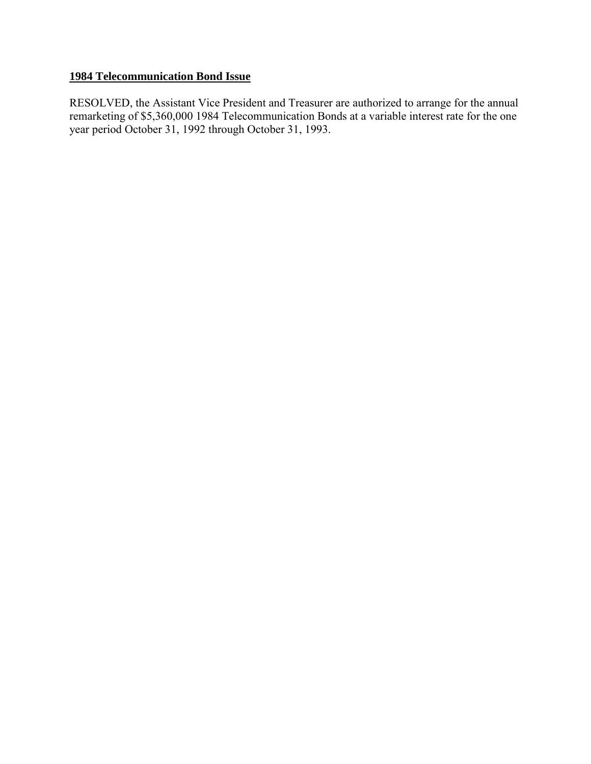**1984 Telecommunication Bond Issue**

RESOLVED, the Assistant Vice President and Treasurer are authorized to arrange for the annual remarketing of $5,360,000 1984 Telecommunication Bonds at a variable interest rate for the one year period October 31, 1992 through October 31, 1993.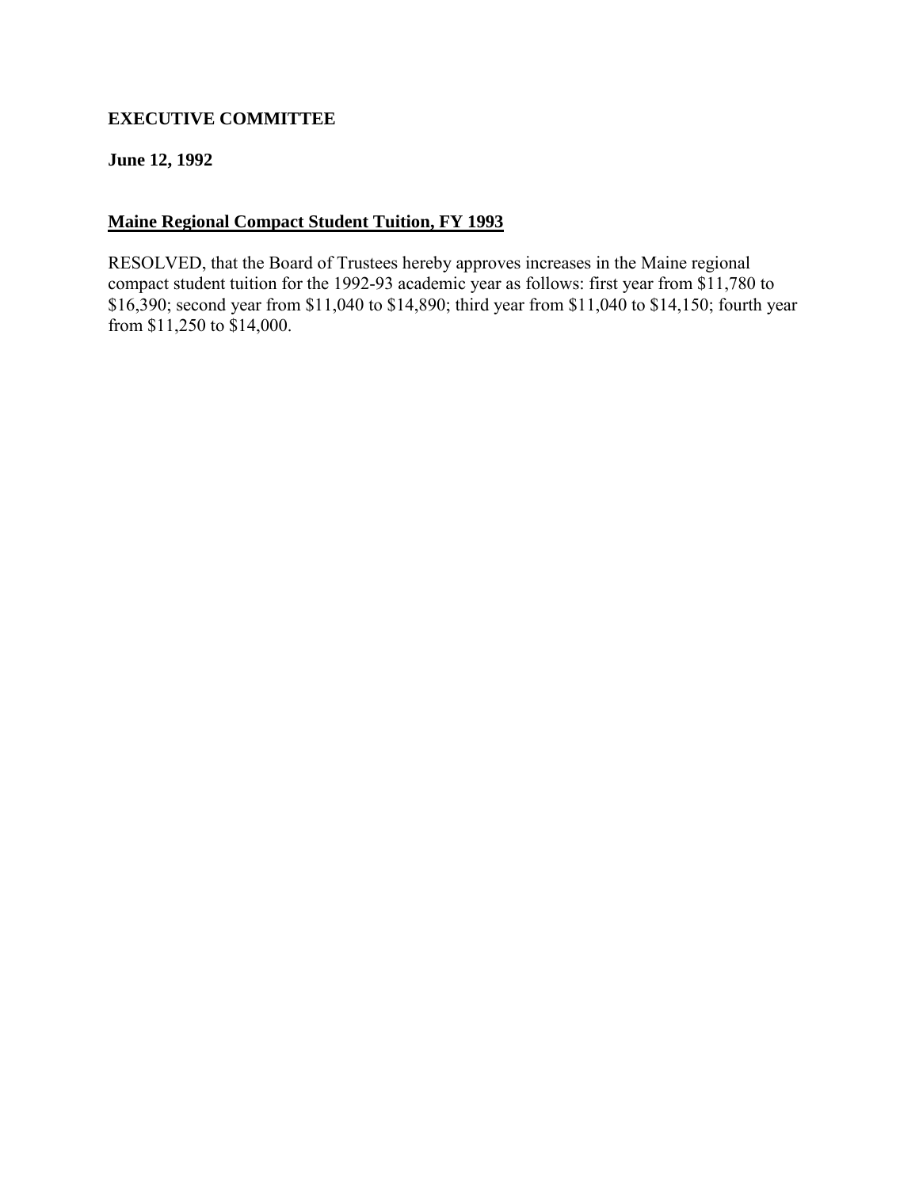**EXECUTIVE COMMITTEE**

**June 12, 1992**

**Maine Regional Compact Student Tuition, FY 1993**

RESOLVED, that the Board of Trustees hereby approves increases in the Maine regional compact student tuition for the 1992-93 academic year as follows: first year from $11,780 to $16,390; second year from $11,040 to $14,890; third year from $11,040 to $14,150; fourth year from $11,250 to $14,000.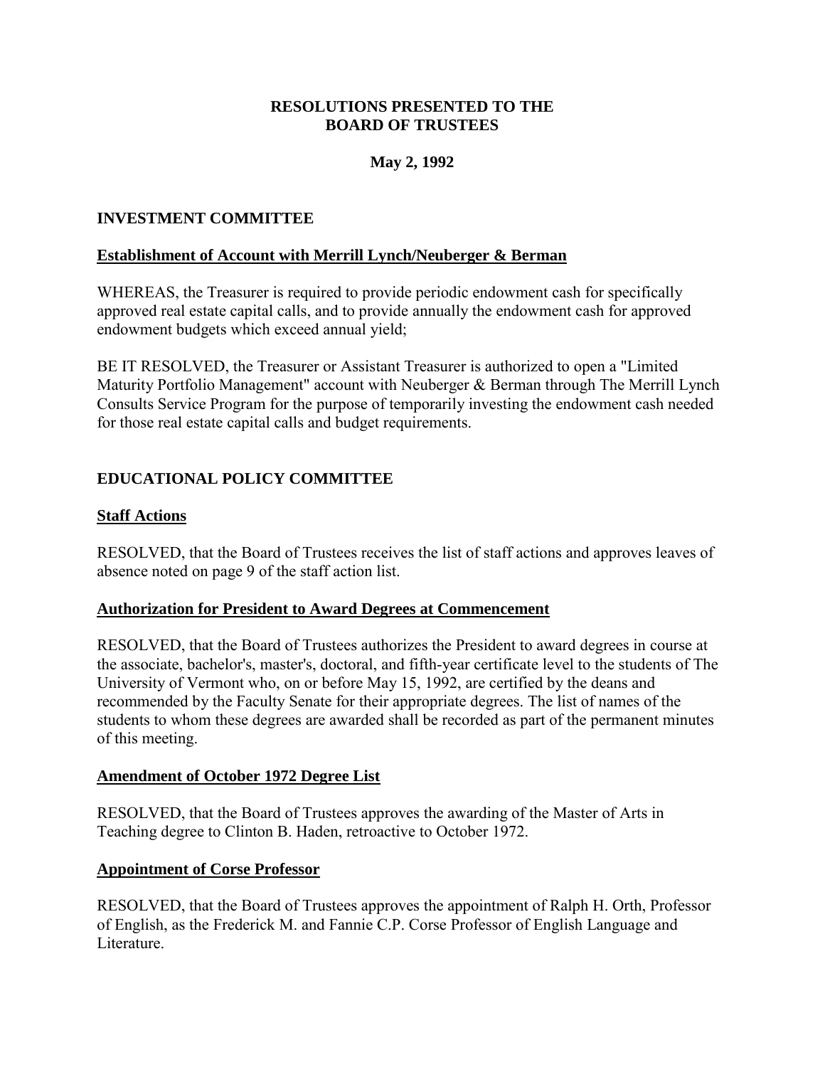**RESOLUTIONS PRESENTED TO THE BOARD OF TRUSTEES**

**May 2, 1992**

## INVESTMENT COMMITTEE

### Establishment of Account with Merrill Lynch/Neuberger & Berman

WHEREAS, the Treasurer is required to provide periodic endowment cash for specifically approved real estate capital calls, and to provide annually the endowment cash for approved endowment budgets which exceed annual yield;

BE IT RESOLVED, the Treasurer or Assistant Treasurer is authorized to open a "Limited Maturity Portfolio Management" account with Neuberger & Berman through The Merrill Lynch Consults Service Program for the purpose of temporarily investing the endowment cash needed for those real estate capital calls and budget requirements.

## EDUCATIONAL POLICY COMMITTEE

### Staff Actions

RESOLVED, that the Board of Trustees receives the list of staff actions and approves leaves of absence noted on page 9 of the staff action list.

### Authorization for President to Award Degrees at Commencement

RESOLVED, that the Board of Trustees authorizes the President to award degrees in course at the associate, bachelor's, master's, doctoral, and fifth-year certificate level to the students of The University of Vermont who, on or before May 15, 1992, are certified by the deans and recommended by the Faculty Senate for their appropriate degrees. The list of names of the students to whom these degrees are awarded shall be recorded as part of the permanent minutes of this meeting.

### Amendment of October 1972 Degree List

RESOLVED, that the Board of Trustees approves the awarding of the Master of Arts in Teaching degree to Clinton B. Haden, retroactive to October 1972.

### Appointment of Corse Professor

RESOLVED, that the Board of Trustees approves the appointment of Ralph H. Orth, Professor of English, as the Frederick M. and Fannie C.P. Corse Professor of English Language and Literature.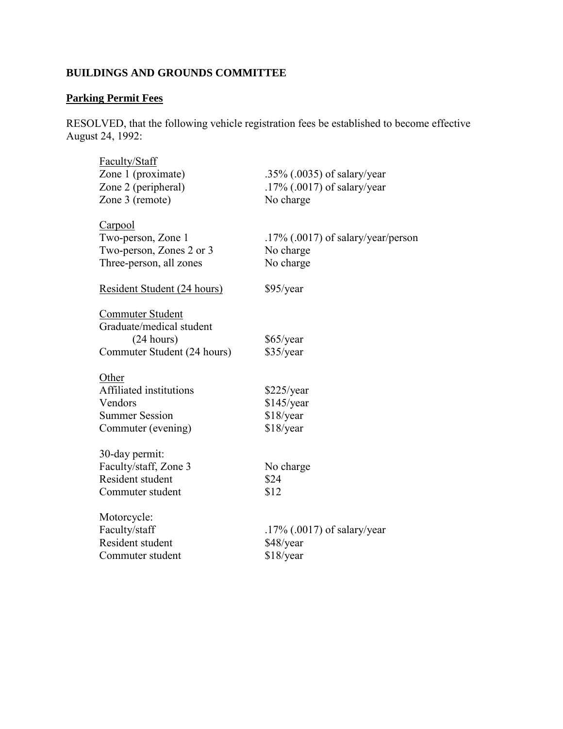**BUILDINGS AND GROUNDS COMMITTEE**

**Parking Permit Fees**

RESOLVED, that the following vehicle registration fees be established to become effective August 24, 1992:

| | |
|---|---|
| Faculty/Staff | |
| Zone 1 (proximate) | .35% (.0035) of salary/year |
| Zone 2 (peripheral) | .17% (.0017) of salary/year |
| Zone 3 (remote) | No charge |
| Carpool | |
| Two-person, Zone 1 | .17% (.0017) of salary/year/person |
| Two-person, Zones 2 or 3 | No charge |
| Three-person, all zones | No charge |
| Resident Student (24 hours) | $95/year |
| Commuter Student | |
| Graduate/medical student (24 hours) | $65/year |
| Commuter Student (24 hours) | $35/year |
| Other | |
| Affiliated institutions | $225/year |
| Vendors | $145/year |
| Summer Session | $18/year |
| Commuter (evening) | $18/year |
| 30-day permit: | |
| Faculty/staff, Zone 3 | No charge |
| Resident student | $24 |
| Commuter student | $12 |
| Motorcycle: | |
| Faculty/staff | .17% (.0017) of salary/year |
| Resident student | $48/year |
| Commuter student | $18/year |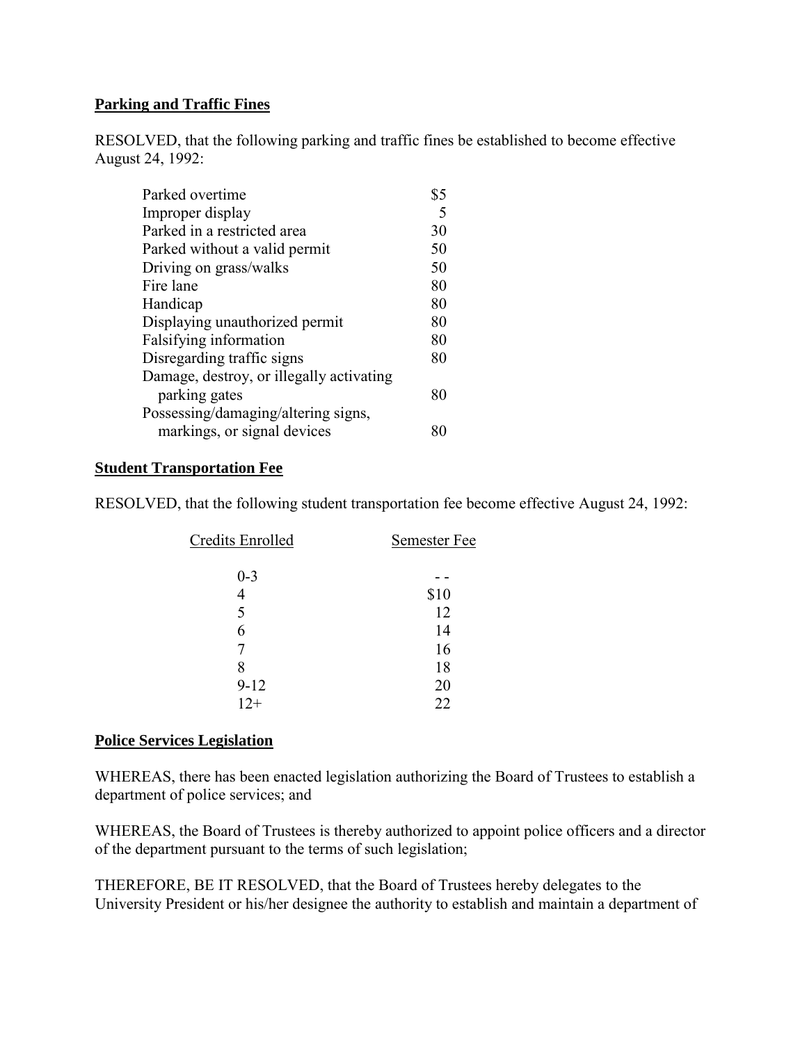**Parking and Traffic Fines**

RESOLVED, that the following parking and traffic fines be established to become effective August 24, 1992:

| | |
|---|---|
| Parked overtime | $5 |
| Improper display | 5 |
| Parked in a restricted area | 30 |
| Parked without a valid permit | 50 |
| Driving on grass/walks | 50 |
| Fire lane | 80 |
| Handicap | 80 |
| Displaying unauthorized permit | 80 |
| Falsifying information | 80 |
| Disregarding traffic signs | 80 |
| Damage, destroy, or illegally activating parking gates | 80 |
| Possessing/damaging/altering signs, markings, or signal devices | 80 |

**Student Transportation Fee**

RESOLVED, that the following student transportation fee become effective August 24, 1992:

| Credits Enrolled | Semester Fee |
|---|---|
| 0-3 | - - |
| 4 | $10 |
| 5 | 12 |
| 6 | 14 |
| 7 | 16 |
| 8 | 18 |
| 9-12 | 20 |
| 12+ | 22 |

**Police Services Legislation**

WHEREAS, there has been enacted legislation authorizing the Board of Trustees to establish a department of police services; and

WHEREAS, the Board of Trustees is thereby authorized to appoint police officers and a director of the department pursuant to the terms of such legislation;

THEREFORE, BE IT RESOLVED, that the Board of Trustees hereby delegates to the University President or his/her designee the authority to establish and maintain a department of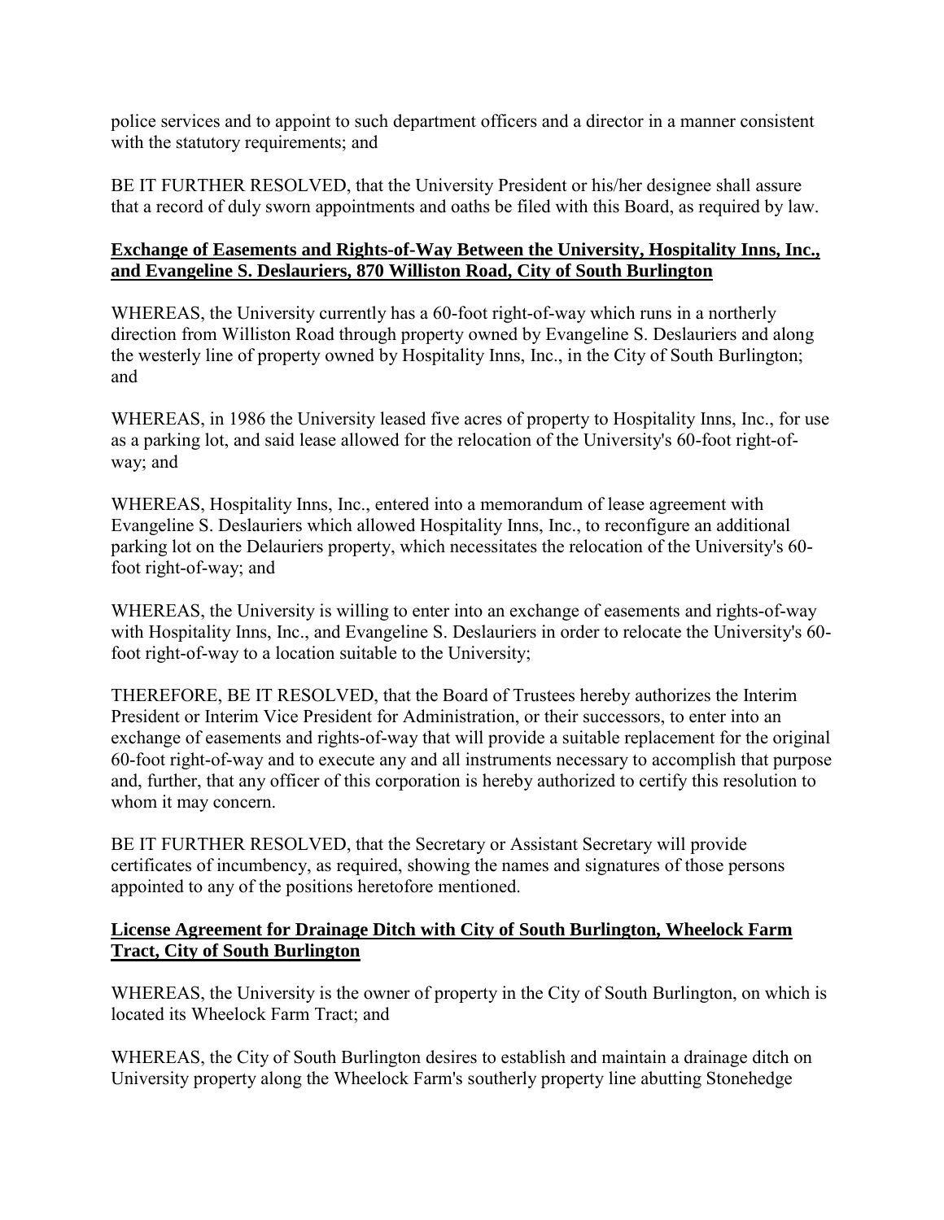police services and to appoint to such department officers and a director in a manner consistent with the statutory requirements; and

BE IT FURTHER RESOLVED, that the University President or his/her designee shall assure that a record of duly sworn appointments and oaths be filed with this Board, as required by law.

**Exchange of Easements and Rights-of-Way Between the University, Hospitality Inns, Inc., and Evangeline S. Deslauriers, 870 Williston Road, City of South Burlington**

WHEREAS, the University currently has a 60-foot right-of-way which runs in a northerly direction from Williston Road through property owned by Evangeline S. Deslauriers and along the westerly line of property owned by Hospitality Inns, Inc., in the City of South Burlington; and

WHEREAS, in 1986 the University leased five acres of property to Hospitality Inns, Inc., for use as a parking lot, and said lease allowed for the relocation of the University's 60-foot right-of-way; and

WHEREAS, Hospitality Inns, Inc., entered into a memorandum of lease agreement with Evangeline S. Deslauriers which allowed Hospitality Inns, Inc., to reconfigure an additional parking lot on the Delauriers property, which necessitates the relocation of the University's 60-foot right-of-way; and

WHEREAS, the University is willing to enter into an exchange of easements and rights-of-way with Hospitality Inns, Inc., and Evangeline S. Deslauriers in order to relocate the University's 60-foot right-of-way to a location suitable to the University;

THEREFORE, BE IT RESOLVED, that the Board of Trustees hereby authorizes the Interim President or Interim Vice President for Administration, or their successors, to enter into an exchange of easements and rights-of-way that will provide a suitable replacement for the original 60-foot right-of-way and to execute any and all instruments necessary to accomplish that purpose and, further, that any officer of this corporation is hereby authorized to certify this resolution to whom it may concern.

BE IT FURTHER RESOLVED, that the Secretary or Assistant Secretary will provide certificates of incumbency, as required, showing the names and signatures of those persons appointed to any of the positions heretofore mentioned.

**License Agreement for Drainage Ditch with City of South Burlington, Wheelock Farm Tract, City of South Burlington**

WHEREAS, the University is the owner of property in the City of South Burlington, on which is located its Wheelock Farm Tract; and

WHEREAS, the City of South Burlington desires to establish and maintain a drainage ditch on University property along the Wheelock Farm's southerly property line abutting Stonehedge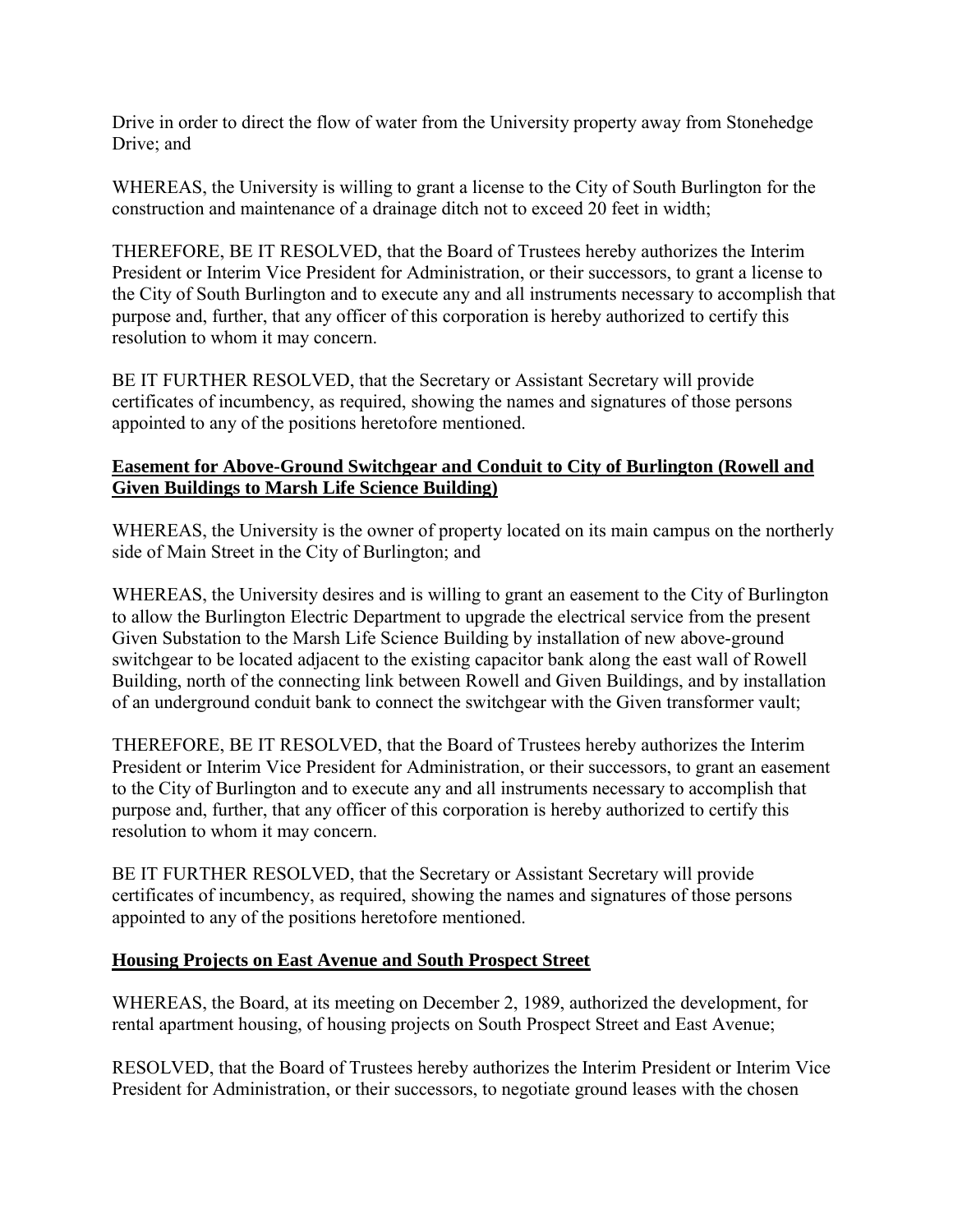Drive in order to direct the flow of water from the University property away from Stonehedge Drive; and

WHEREAS, the University is willing to grant a license to the City of South Burlington for the construction and maintenance of a drainage ditch not to exceed 20 feet in width;

THEREFORE, BE IT RESOLVED, that the Board of Trustees hereby authorizes the Interim President or Interim Vice President for Administration, or their successors, to grant a license to the City of South Burlington and to execute any and all instruments necessary to accomplish that purpose and, further, that any officer of this corporation is hereby authorized to certify this resolution to whom it may concern.

BE IT FURTHER RESOLVED, that the Secretary or Assistant Secretary will provide certificates of incumbency, as required, showing the names and signatures of those persons appointed to any of the positions heretofore mentioned.

**Easement for Above-Ground Switchgear and Conduit to City of Burlington (Rowell and Given Buildings to Marsh Life Science Building)**

WHEREAS, the University is the owner of property located on its main campus on the northerly side of Main Street in the City of Burlington; and

WHEREAS, the University desires and is willing to grant an easement to the City of Burlington to allow the Burlington Electric Department to upgrade the electrical service from the present Given Substation to the Marsh Life Science Building by installation of new above-ground switchgear to be located adjacent to the existing capacitor bank along the east wall of Rowell Building, north of the connecting link between Rowell and Given Buildings, and by installation of an underground conduit bank to connect the switchgear with the Given transformer vault;

THEREFORE, BE IT RESOLVED, that the Board of Trustees hereby authorizes the Interim President or Interim Vice President for Administration, or their successors, to grant an easement to the City of Burlington and to execute any and all instruments necessary to accomplish that purpose and, further, that any officer of this corporation is hereby authorized to certify this resolution to whom it may concern.

BE IT FURTHER RESOLVED, that the Secretary or Assistant Secretary will provide certificates of incumbency, as required, showing the names and signatures of those persons appointed to any of the positions heretofore mentioned.

**Housing Projects on East Avenue and South Prospect Street**

WHEREAS, the Board, at its meeting on December 2, 1989, authorized the development, for rental apartment housing, of housing projects on South Prospect Street and East Avenue;

RESOLVED, that the Board of Trustees hereby authorizes the Interim President or Interim Vice President for Administration, or their successors, to negotiate ground leases with the chosen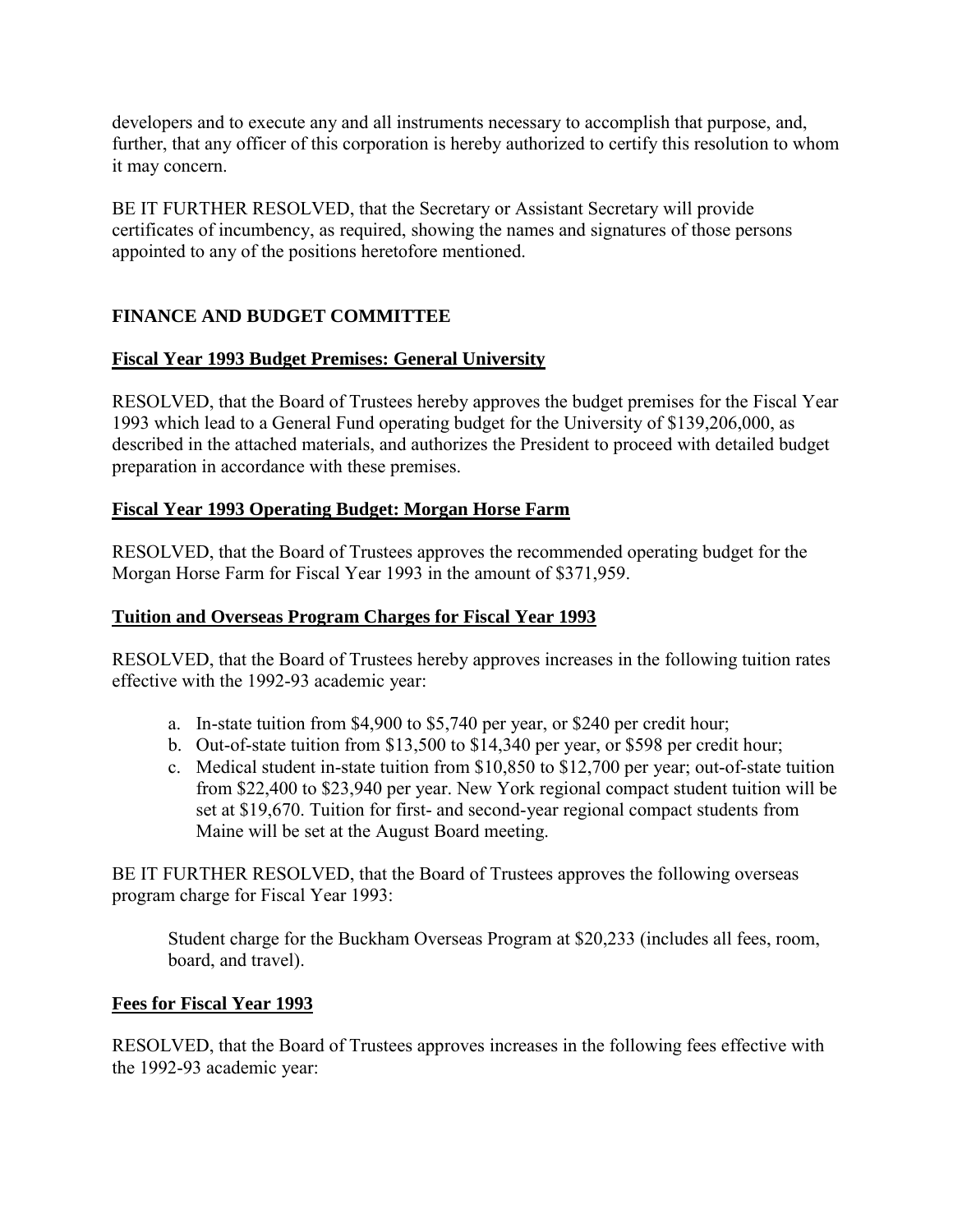developers and to execute any and all instruments necessary to accomplish that purpose, and, further, that any officer of this corporation is hereby authorized to certify this resolution to whom it may concern.

BE IT FURTHER RESOLVED, that the Secretary or Assistant Secretary will provide certificates of incumbency, as required, showing the names and signatures of those persons appointed to any of the positions heretofore mentioned.

## FINANCE AND BUDGET COMMITTEE

### Fiscal Year 1993 Budget Premises: General University

RESOLVED, that the Board of Trustees hereby approves the budget premises for the Fiscal Year 1993 which lead to a General Fund operating budget for the University of $139,206,000, as described in the attached materials, and authorizes the President to proceed with detailed budget preparation in accordance with these premises.

### Fiscal Year 1993 Operating Budget: Morgan Horse Farm

RESOLVED, that the Board of Trustees approves the recommended operating budget for the Morgan Horse Farm for Fiscal Year 1993 in the amount of $371,959.

### Tuition and Overseas Program Charges for Fiscal Year 1993

RESOLVED, that the Board of Trustees hereby approves increases in the following tuition rates effective with the 1992-93 academic year:

a. In-state tuition from $4,900 to $5,740 per year, or $240 per credit hour;
b. Out-of-state tuition from $13,500 to $14,340 per year, or $598 per credit hour;
c. Medical student in-state tuition from $10,850 to $12,700 per year; out-of-state tuition from $22,400 to $23,940 per year. New York regional compact student tuition will be set at $19,670. Tuition for first- and second-year regional compact students from Maine will be set at the August Board meeting.

BE IT FURTHER RESOLVED, that the Board of Trustees approves the following overseas program charge for Fiscal Year 1993:

Student charge for the Buckham Overseas Program at $20,233 (includes all fees, room, board, and travel).

### Fees for Fiscal Year 1993

RESOLVED, that the Board of Trustees approves increases in the following fees effective with the 1992-93 academic year: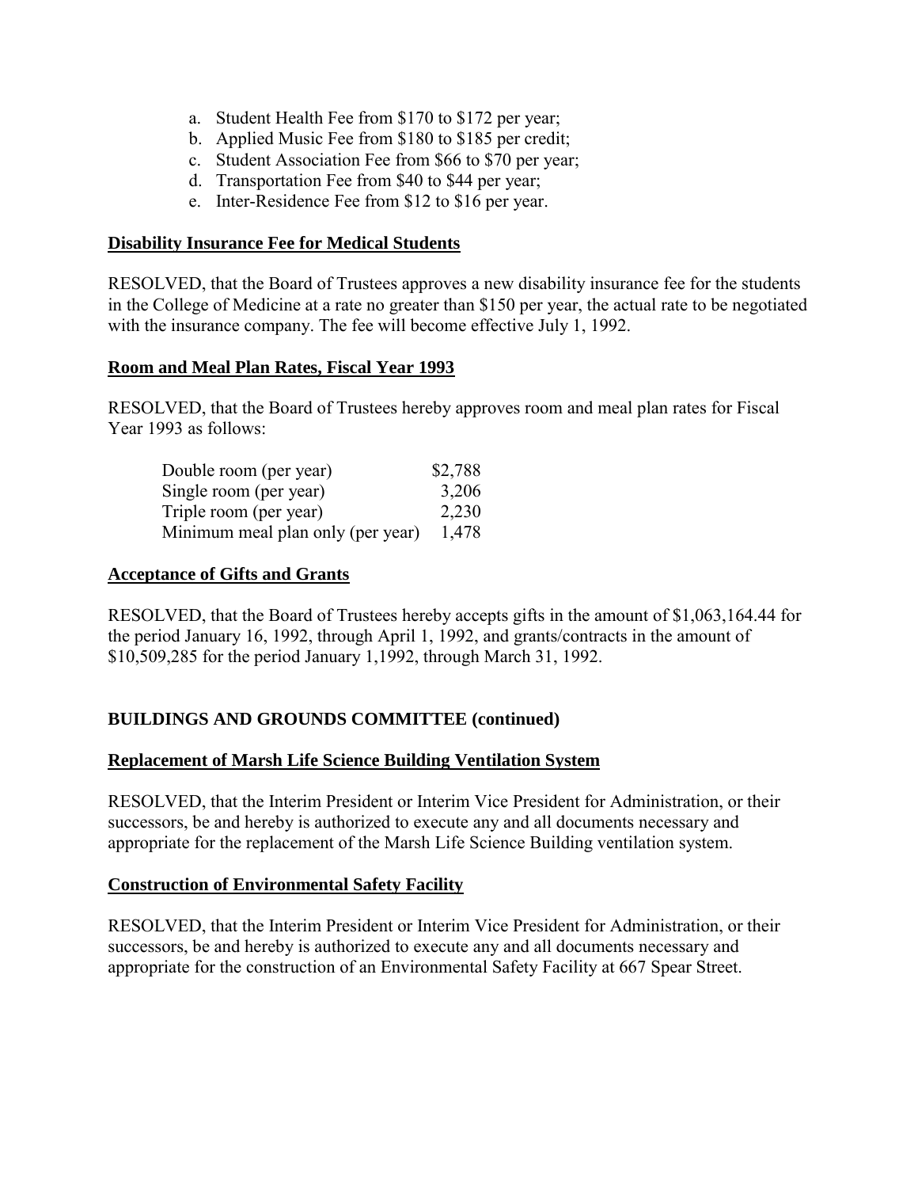a. Student Health Fee from $170 to $172 per year;
b. Applied Music Fee from $180 to $185 per credit;
c. Student Association Fee from $66 to $70 per year;
d. Transportation Fee from $40 to $44 per year;
e. Inter-Residence Fee from $12 to $16 per year.

**Disability Insurance Fee for Medical Students**

RESOLVED, that the Board of Trustees approves a new disability insurance fee for the students in the College of Medicine at a rate no greater than $150 per year, the actual rate to be negotiated with the insurance company. The fee will become effective July 1, 1992.

**Room and Meal Plan Rates, Fiscal Year 1993**

RESOLVED, that the Board of Trustees hereby approves room and meal plan rates for Fiscal Year 1993 as follows:

| | |
|---|---|
| Double room (per year) | $2,788 |
| Single room (per year) | 3,206 |
| Triple room (per year) | 2,230 |
| Minimum meal plan only (per year) | 1,478 |

**Acceptance of Gifts and Grants**

RESOLVED, that the Board of Trustees hereby accepts gifts in the amount of $1,063,164.44 for the period January 16, 1992, through April 1, 1992, and grants/contracts in the amount of $10,509,285 for the period January 1,1992, through March 31, 1992.

**BUILDINGS AND GROUNDS COMMITTEE (continued)**

**Replacement of Marsh Life Science Building Ventilation System**

RESOLVED, that the Interim President or Interim Vice President for Administration, or their successors, be and hereby is authorized to execute any and all documents necessary and appropriate for the replacement of the Marsh Life Science Building ventilation system.

**Construction of Environmental Safety Facility**

RESOLVED, that the Interim President or Interim Vice President for Administration, or their successors, be and hereby is authorized to execute any and all documents necessary and appropriate for the construction of an Environmental Safety Facility at 667 Spear Street.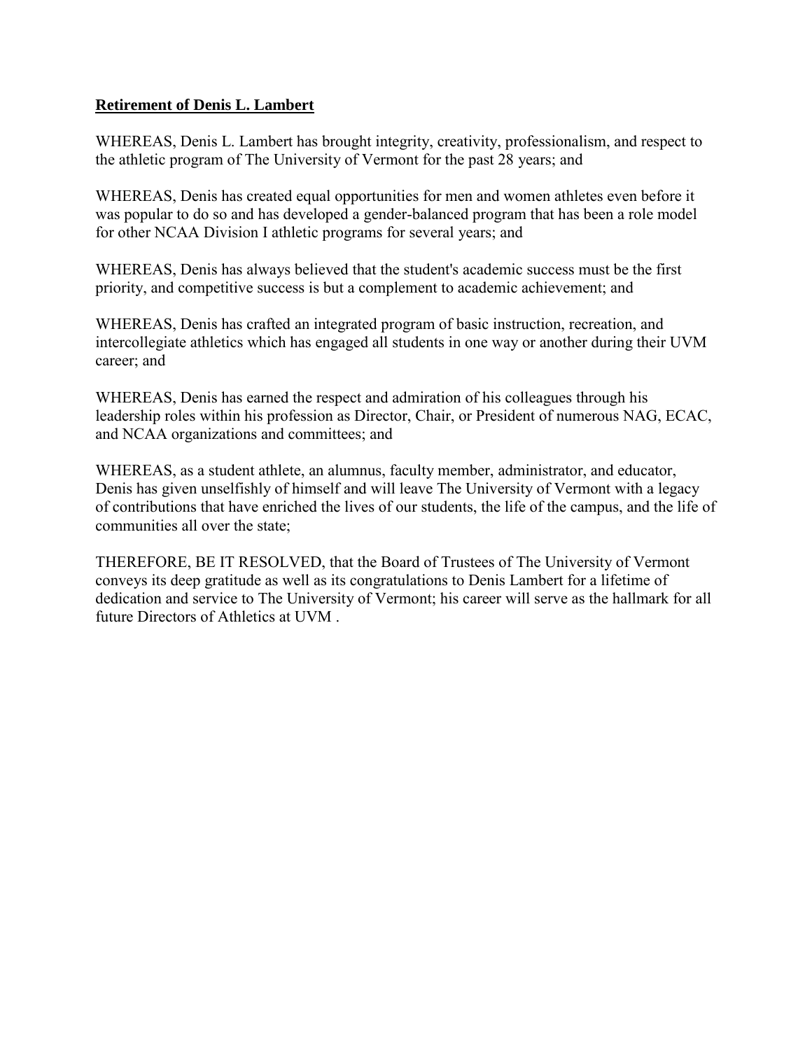**Retirement of Denis L. Lambert**

WHEREAS, Denis L. Lambert has brought integrity, creativity, professionalism, and respect to the athletic program of The University of Vermont for the past 28 years; and

WHEREAS, Denis has created equal opportunities for men and women athletes even before it was popular to do so and has developed a gender-balanced program that has been a role model for other NCAA Division I athletic programs for several years; and

WHEREAS, Denis has always believed that the student's academic success must be the first priority, and competitive success is but a complement to academic achievement; and

WHEREAS, Denis has crafted an integrated program of basic instruction, recreation, and intercollegiate athletics which has engaged all students in one way or another during their UVM career; and

WHEREAS, Denis has earned the respect and admiration of his colleagues through his leadership roles within his profession as Director, Chair, or President of numerous NAG, ECAC, and NCAA organizations and committees; and

WHEREAS, as a student athlete, an alumnus, faculty member, administrator, and educator, Denis has given unselfishly of himself and will leave The University of Vermont with a legacy of contributions that have enriched the lives of our students, the life of the campus, and the life of communities all over the state;

THEREFORE, BE IT RESOLVED, that the Board of Trustees of The University of Vermont conveys its deep gratitude as well as its congratulations to Denis Lambert for a lifetime of dedication and service to The University of Vermont; his career will serve as the hallmark for all future Directors of Athletics at UVM .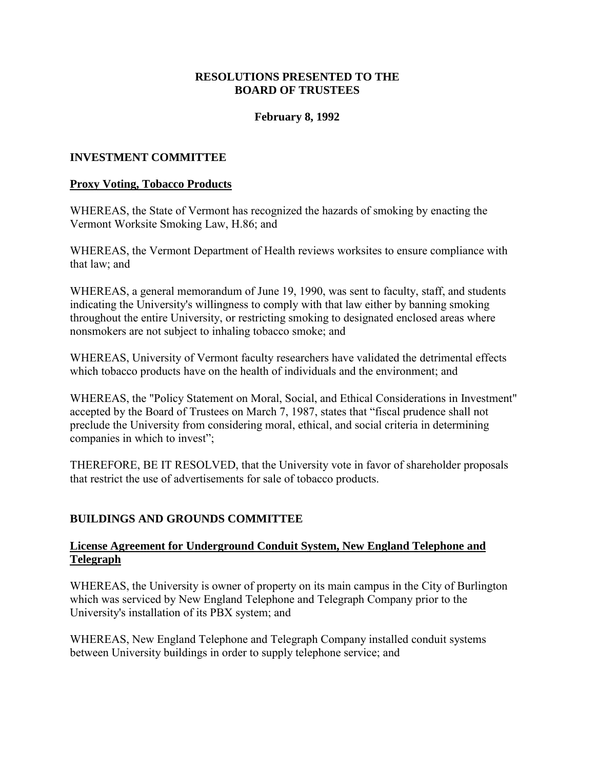**RESOLUTIONS PRESENTED TO THE BOARD OF TRUSTEES**

**February 8, 1992**

## INVESTMENT COMMITTEE

### Proxy Voting, Tobacco Products

WHEREAS, the State of Vermont has recognized the hazards of smoking by enacting the Vermont Worksite Smoking Law, H.86; and

WHEREAS, the Vermont Department of Health reviews worksites to ensure compliance with that law; and

WHEREAS, a general memorandum of June 19, 1990, was sent to faculty, staff, and students indicating the University's willingness to comply with that law either by banning smoking throughout the entire University, or restricting smoking to designated enclosed areas where nonsmokers are not subject to inhaling tobacco smoke; and

WHEREAS, University of Vermont faculty researchers have validated the detrimental effects which tobacco products have on the health of individuals and the environment; and

WHEREAS, the "Policy Statement on Moral, Social, and Ethical Considerations in Investment" accepted by the Board of Trustees on March 7, 1987, states that "fiscal prudence shall not preclude the University from considering moral, ethical, and social criteria in determining companies in which to invest";

THEREFORE, BE IT RESOLVED, that the University vote in favor of shareholder proposals that restrict the use of advertisements for sale of tobacco products.

## BUILDINGS AND GROUNDS COMMITTEE

### License Agreement for Underground Conduit System, New England Telephone and Telegraph

WHEREAS, the University is owner of property on its main campus in the City of Burlington which was serviced by New England Telephone and Telegraph Company prior to the University's installation of its PBX system; and

WHEREAS, New England Telephone and Telegraph Company installed conduit systems between University buildings in order to supply telephone service; and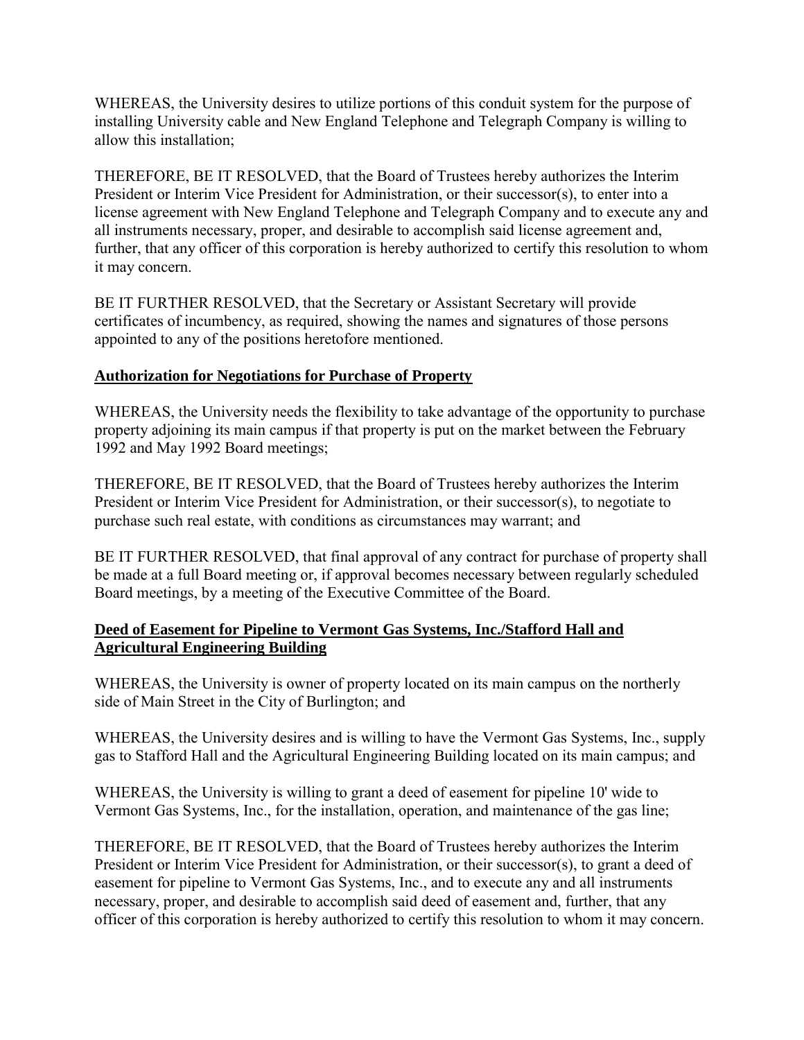WHEREAS, the University desires to utilize portions of this conduit system for the purpose of installing University cable and New England Telephone and Telegraph Company is willing to allow this installation;

THEREFORE, BE IT RESOLVED, that the Board of Trustees hereby authorizes the Interim President or Interim Vice President for Administration, or their successor(s), to enter into a license agreement with New England Telephone and Telegraph Company and to execute any and all instruments necessary, proper, and desirable to accomplish said license agreement and, further, that any officer of this corporation is hereby authorized to certify this resolution to whom it may concern.

BE IT FURTHER RESOLVED, that the Secretary or Assistant Secretary will provide certificates of incumbency, as required, showing the names and signatures of those persons appointed to any of the positions heretofore mentioned.

**Authorization for Negotiations for Purchase of Property**

WHEREAS, the University needs the flexibility to take advantage of the opportunity to purchase property adjoining its main campus if that property is put on the market between the February 1992 and May 1992 Board meetings;

THEREFORE, BE IT RESOLVED, that the Board of Trustees hereby authorizes the Interim President or Interim Vice President for Administration, or their successor(s), to negotiate to purchase such real estate, with conditions as circumstances may warrant; and

BE IT FURTHER RESOLVED, that final approval of any contract for purchase of property shall be made at a full Board meeting or, if approval becomes necessary between regularly scheduled Board meetings, by a meeting of the Executive Committee of the Board.

**Deed of Easement for Pipeline to Vermont Gas Systems, Inc./Stafford Hall and Agricultural Engineering Building**

WHEREAS, the University is owner of property located on its main campus on the northerly side of Main Street in the City of Burlington; and

WHEREAS, the University desires and is willing to have the Vermont Gas Systems, Inc., supply gas to Stafford Hall and the Agricultural Engineering Building located on its main campus; and

WHEREAS, the University is willing to grant a deed of easement for pipeline 10' wide to Vermont Gas Systems, Inc., for the installation, operation, and maintenance of the gas line;

THEREFORE, BE IT RESOLVED, that the Board of Trustees hereby authorizes the Interim President or Interim Vice President for Administration, or their successor(s), to grant a deed of easement for pipeline to Vermont Gas Systems, Inc., and to execute any and all instruments necessary, proper, and desirable to accomplish said deed of easement and, further, that any officer of this corporation is hereby authorized to certify this resolution to whom it may concern.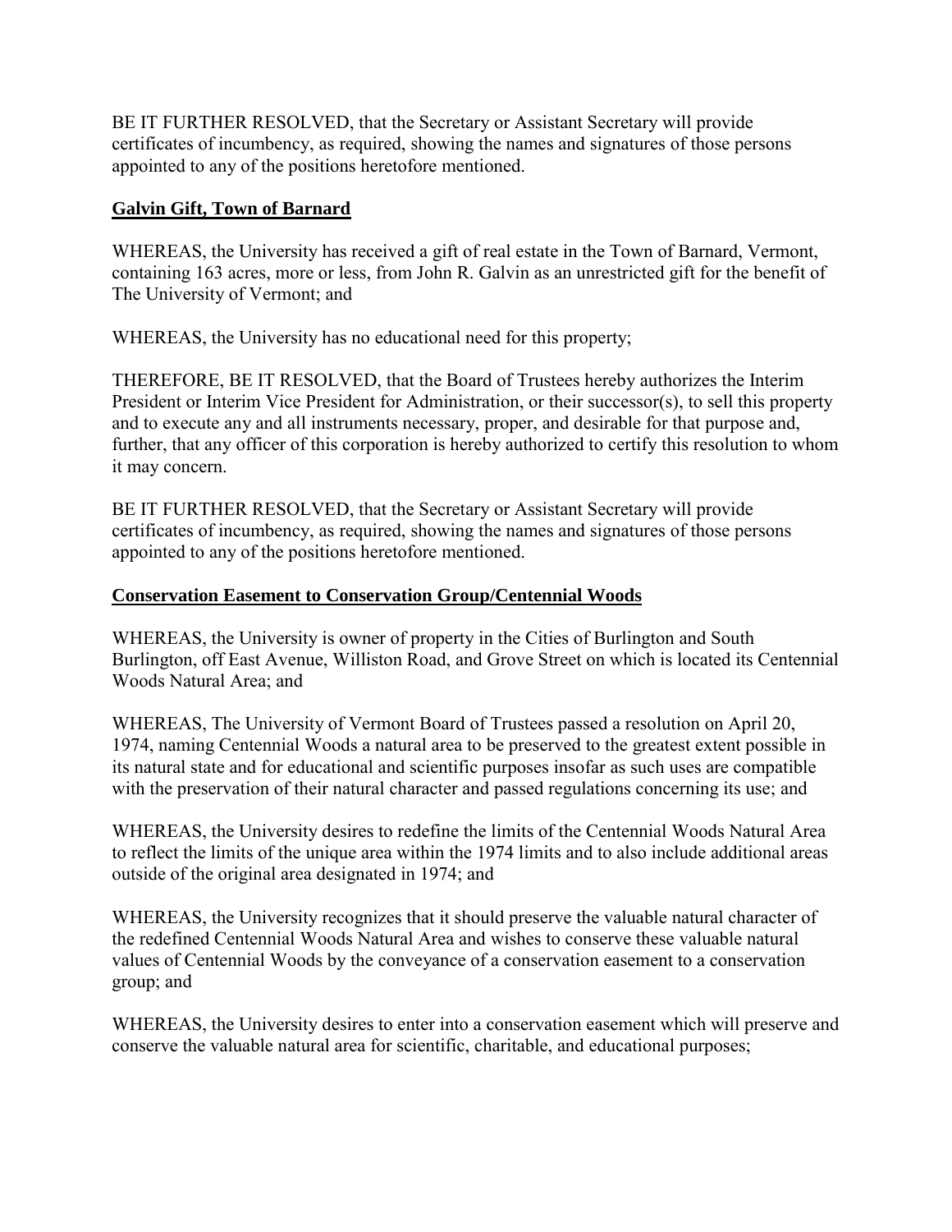BE IT FURTHER RESOLVED, that the Secretary or Assistant Secretary will provide certificates of incumbency, as required, showing the names and signatures of those persons appointed to any of the positions heretofore mentioned.

**Galvin Gift, Town of Barnard**

WHEREAS, the University has received a gift of real estate in the Town of Barnard, Vermont, containing 163 acres, more or less, from John R. Galvin as an unrestricted gift for the benefit of The University of Vermont; and

WHEREAS, the University has no educational need for this property;

THEREFORE, BE IT RESOLVED, that the Board of Trustees hereby authorizes the Interim President or Interim Vice President for Administration, or their successor(s), to sell this property and to execute any and all instruments necessary, proper, and desirable for that purpose and, further, that any officer of this corporation is hereby authorized to certify this resolution to whom it may concern.

BE IT FURTHER RESOLVED, that the Secretary or Assistant Secretary will provide certificates of incumbency, as required, showing the names and signatures of those persons appointed to any of the positions heretofore mentioned.

**Conservation Easement to Conservation Group/Centennial Woods**

WHEREAS, the University is owner of property in the Cities of Burlington and South Burlington, off East Avenue, Williston Road, and Grove Street on which is located its Centennial Woods Natural Area; and

WHEREAS, The University of Vermont Board of Trustees passed a resolution on April 20, 1974, naming Centennial Woods a natural area to be preserved to the greatest extent possible in its natural state and for educational and scientific purposes insofar as such uses are compatible with the preservation of their natural character and passed regulations concerning its use; and

WHEREAS, the University desires to redefine the limits of the Centennial Woods Natural Area to reflect the limits of the unique area within the 1974 limits and to also include additional areas outside of the original area designated in 1974; and

WHEREAS, the University recognizes that it should preserve the valuable natural character of the redefined Centennial Woods Natural Area and wishes to conserve these valuable natural values of Centennial Woods by the conveyance of a conservation easement to a conservation group; and

WHEREAS, the University desires to enter into a conservation easement which will preserve and conserve the valuable natural area for scientific, charitable, and educational purposes;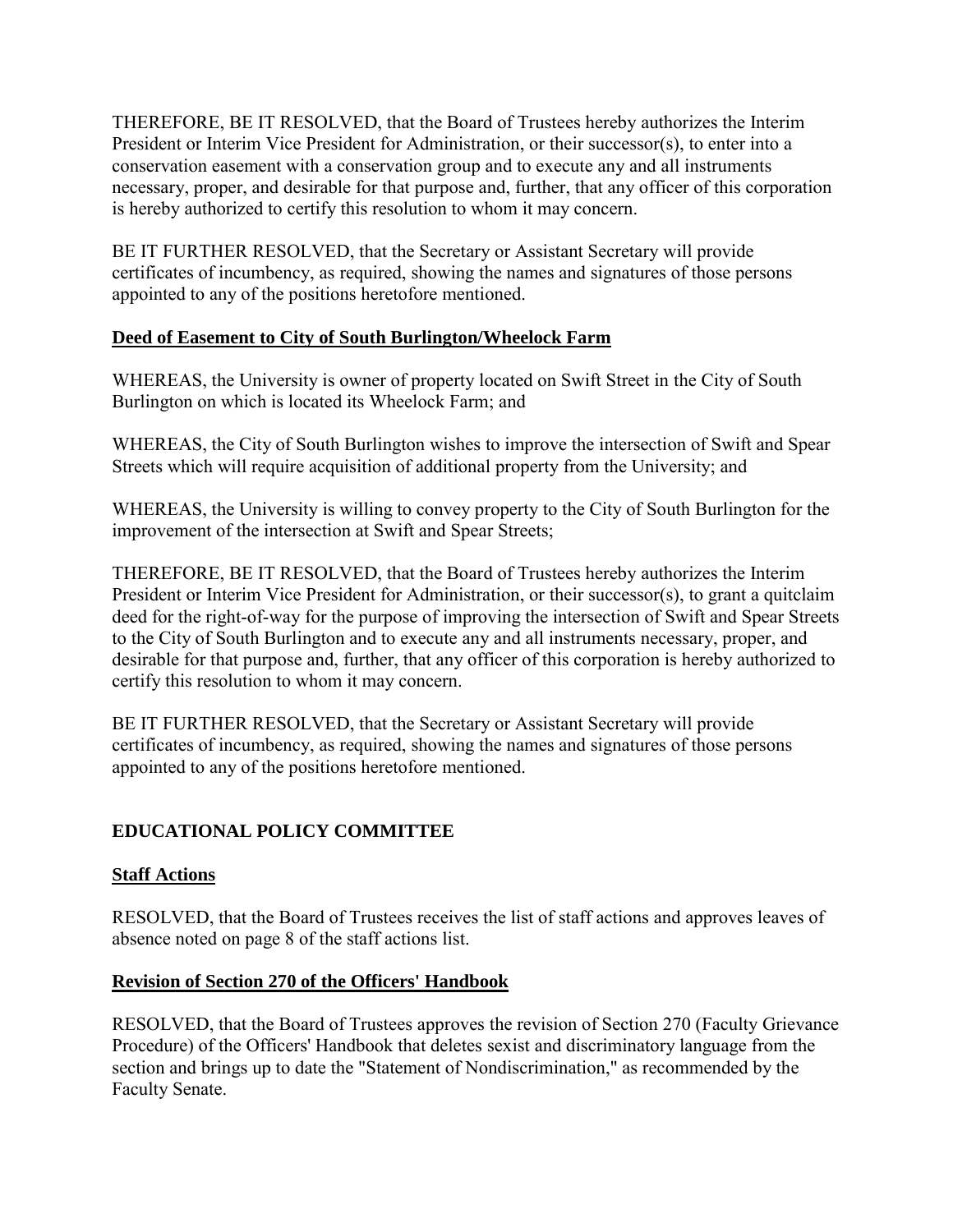THEREFORE, BE IT RESOLVED, that the Board of Trustees hereby authorizes the Interim President or Interim Vice President for Administration, or their successor(s), to enter into a conservation easement with a conservation group and to execute any and all instruments necessary, proper, and desirable for that purpose and, further, that any officer of this corporation is hereby authorized to certify this resolution to whom it may concern.

BE IT FURTHER RESOLVED, that the Secretary or Assistant Secretary will provide certificates of incumbency, as required, showing the names and signatures of those persons appointed to any of the positions heretofore mentioned.

**Deed of Easement to City of South Burlington/Wheelock Farm**

WHEREAS, the University is owner of property located on Swift Street in the City of South Burlington on which is located its Wheelock Farm; and

WHEREAS, the City of South Burlington wishes to improve the intersection of Swift and Spear Streets which will require acquisition of additional property from the University; and

WHEREAS, the University is willing to convey property to the City of South Burlington for the improvement of the intersection at Swift and Spear Streets;

THEREFORE, BE IT RESOLVED, that the Board of Trustees hereby authorizes the Interim President or Interim Vice President for Administration, or their successor(s), to grant a quitclaim deed for the right-of-way for the purpose of improving the intersection of Swift and Spear Streets to the City of South Burlington and to execute any and all instruments necessary, proper, and desirable for that purpose and, further, that any officer of this corporation is hereby authorized to certify this resolution to whom it may concern.

BE IT FURTHER RESOLVED, that the Secretary or Assistant Secretary will provide certificates of incumbency, as required, showing the names and signatures of those persons appointed to any of the positions heretofore mentioned.

## EDUCATIONAL POLICY COMMITTEE

**Staff Actions**

RESOLVED, that the Board of Trustees receives the list of staff actions and approves leaves of absence noted on page 8 of the staff actions list.

**Revision of Section 270 of the Officers' Handbook**

RESOLVED, that the Board of Trustees approves the revision of Section 270 (Faculty Grievance Procedure) of the Officers' Handbook that deletes sexist and discriminatory language from the section and brings up to date the "Statement of Nondiscrimination," as recommended by the Faculty Senate.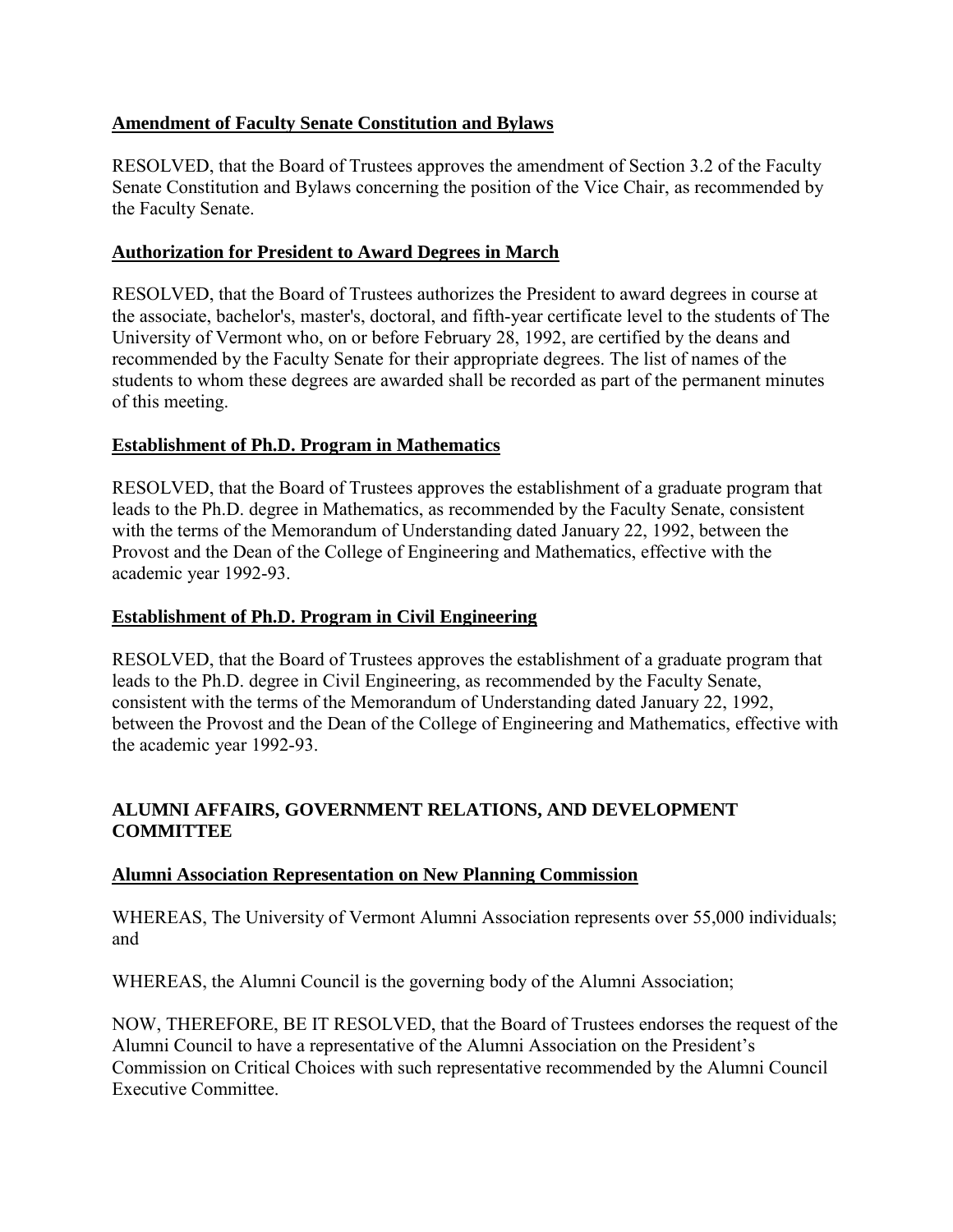**Amendment of Faculty Senate Constitution and Bylaws**

RESOLVED, that the Board of Trustees approves the amendment of Section 3.2 of the Faculty Senate Constitution and Bylaws concerning the position of the Vice Chair, as recommended by the Faculty Senate.

**Authorization for President to Award Degrees in March**

RESOLVED, that the Board of Trustees authorizes the President to award degrees in course at the associate, bachelor's, master's, doctoral, and fifth-year certificate level to the students of The University of Vermont who, on or before February 28, 1992, are certified by the deans and recommended by the Faculty Senate for their appropriate degrees. The list of names of the students to whom these degrees are awarded shall be recorded as part of the permanent minutes of this meeting.

**Establishment of Ph.D. Program in Mathematics**

RESOLVED, that the Board of Trustees approves the establishment of a graduate program that leads to the Ph.D. degree in Mathematics, as recommended by the Faculty Senate, consistent with the terms of the Memorandum of Understanding dated January 22, 1992, between the Provost and the Dean of the College of Engineering and Mathematics, effective with the academic year 1992-93.

**Establishment of Ph.D. Program in Civil Engineering**

RESOLVED, that the Board of Trustees approves the establishment of a graduate program that leads to the Ph.D. degree in Civil Engineering, as recommended by the Faculty Senate, consistent with the terms of the Memorandum of Understanding dated January 22, 1992, between the Provost and the Dean of the College of Engineering and Mathematics, effective with the academic year 1992-93.

## ALUMNI AFFAIRS, GOVERNMENT RELATIONS, AND DEVELOPMENT COMMITTEE

**Alumni Association Representation on New Planning Commission**

WHEREAS, The University of Vermont Alumni Association represents over 55,000 individuals; and

WHEREAS, the Alumni Council is the governing body of the Alumni Association;

NOW, THEREFORE, BE IT RESOLVED, that the Board of Trustees endorses the request of the Alumni Council to have a representative of the Alumni Association on the President's Commission on Critical Choices with such representative recommended by the Alumni Council Executive Committee.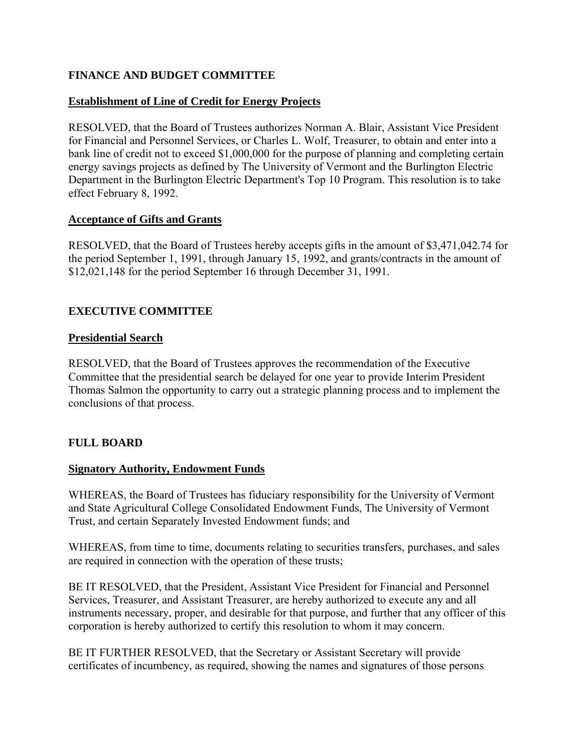## FINANCE AND BUDGET COMMITTEE

### Establishment of Line of Credit for Energy Projects

RESOLVED, that the Board of Trustees authorizes Norman A. Blair, Assistant Vice President for Financial and Personnel Services, or Charles L. Wolf, Treasurer, to obtain and enter into a bank line of credit not to exceed $1,000,000 for the purpose of planning and completing certain energy savings projects as defined by The University of Vermont and the Burlington Electric Department in the Burlington Electric Department's Top 10 Program. This resolution is to take effect February 8, 1992.

### Acceptance of Gifts and Grants

RESOLVED, that the Board of Trustees hereby accepts gifts in the amount of $3,471,042.74 for the period September 1, 1991, through January 15, 1992, and grants/contracts in the amount of $12,021,148 for the period September 16 through December 31, 1991.

## EXECUTIVE COMMITTEE

### Presidential Search

RESOLVED, that the Board of Trustees approves the recommendation of the Executive Committee that the presidential search be delayed for one year to provide Interim President Thomas Salmon the opportunity to carry out a strategic planning process and to implement the conclusions of that process.

## FULL BOARD

### Signatory Authority, Endowment Funds

WHEREAS, the Board of Trustees has fiduciary responsibility for the University of Vermont and State Agricultural College Consolidated Endowment Funds, The University of Vermont Trust, and certain Separately Invested Endowment funds; and

WHEREAS, from time to time, documents relating to securities transfers, purchases, and sales are required in connection with the operation of these trusts;

BE IT RESOLVED, that the President, Assistant Vice President for Financial and Personnel Services, Treasurer, and Assistant Treasurer, are hereby authorized to execute any and all instruments necessary, proper, and desirable for that purpose, and further that any officer of this corporation is hereby authorized to certify this resolution to whom it may concern.

BE IT FURTHER RESOLVED, that the Secretary or Assistant Secretary will provide certificates of incumbency, as required, showing the names and signatures of those persons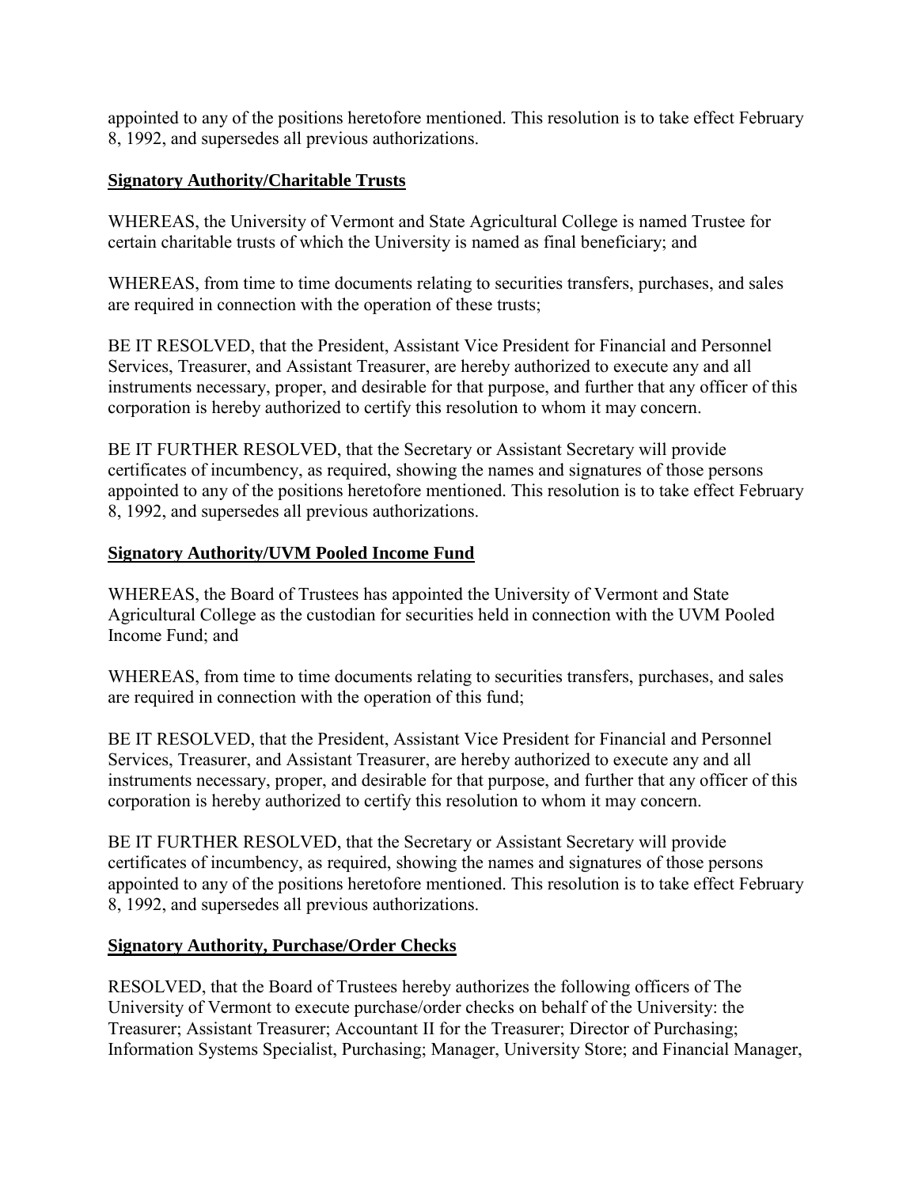appointed to any of the positions heretofore mentioned. This resolution is to take effect February 8, 1992, and supersedes all previous authorizations.

**Signatory Authority/Charitable Trusts**

WHEREAS, the University of Vermont and State Agricultural College is named Trustee for certain charitable trusts of which the University is named as final beneficiary; and

WHEREAS, from time to time documents relating to securities transfers, purchases, and sales are required in connection with the operation of these trusts;

BE IT RESOLVED, that the President, Assistant Vice President for Financial and Personnel Services, Treasurer, and Assistant Treasurer, are hereby authorized to execute any and all instruments necessary, proper, and desirable for that purpose, and further that any officer of this corporation is hereby authorized to certify this resolution to whom it may concern.

BE IT FURTHER RESOLVED, that the Secretary or Assistant Secretary will provide certificates of incumbency, as required, showing the names and signatures of those persons appointed to any of the positions heretofore mentioned. This resolution is to take effect February 8, 1992, and supersedes all previous authorizations.

**Signatory Authority/UVM Pooled Income Fund**

WHEREAS, the Board of Trustees has appointed the University of Vermont and State Agricultural College as the custodian for securities held in connection with the UVM Pooled Income Fund; and

WHEREAS, from time to time documents relating to securities transfers, purchases, and sales are required in connection with the operation of this fund;

BE IT RESOLVED, that the President, Assistant Vice President for Financial and Personnel Services, Treasurer, and Assistant Treasurer, are hereby authorized to execute any and all instruments necessary, proper, and desirable for that purpose, and further that any officer of this corporation is hereby authorized to certify this resolution to whom it may concern.

BE IT FURTHER RESOLVED, that the Secretary or Assistant Secretary will provide certificates of incumbency, as required, showing the names and signatures of those persons appointed to any of the positions heretofore mentioned. This resolution is to take effect February 8, 1992, and supersedes all previous authorizations.

**Signatory Authority, Purchase/Order Checks**

RESOLVED, that the Board of Trustees hereby authorizes the following officers of The University of Vermont to execute purchase/order checks on behalf of the University: the Treasurer; Assistant Treasurer; Accountant II for the Treasurer; Director of Purchasing; Information Systems Specialist, Purchasing; Manager, University Store; and Financial Manager,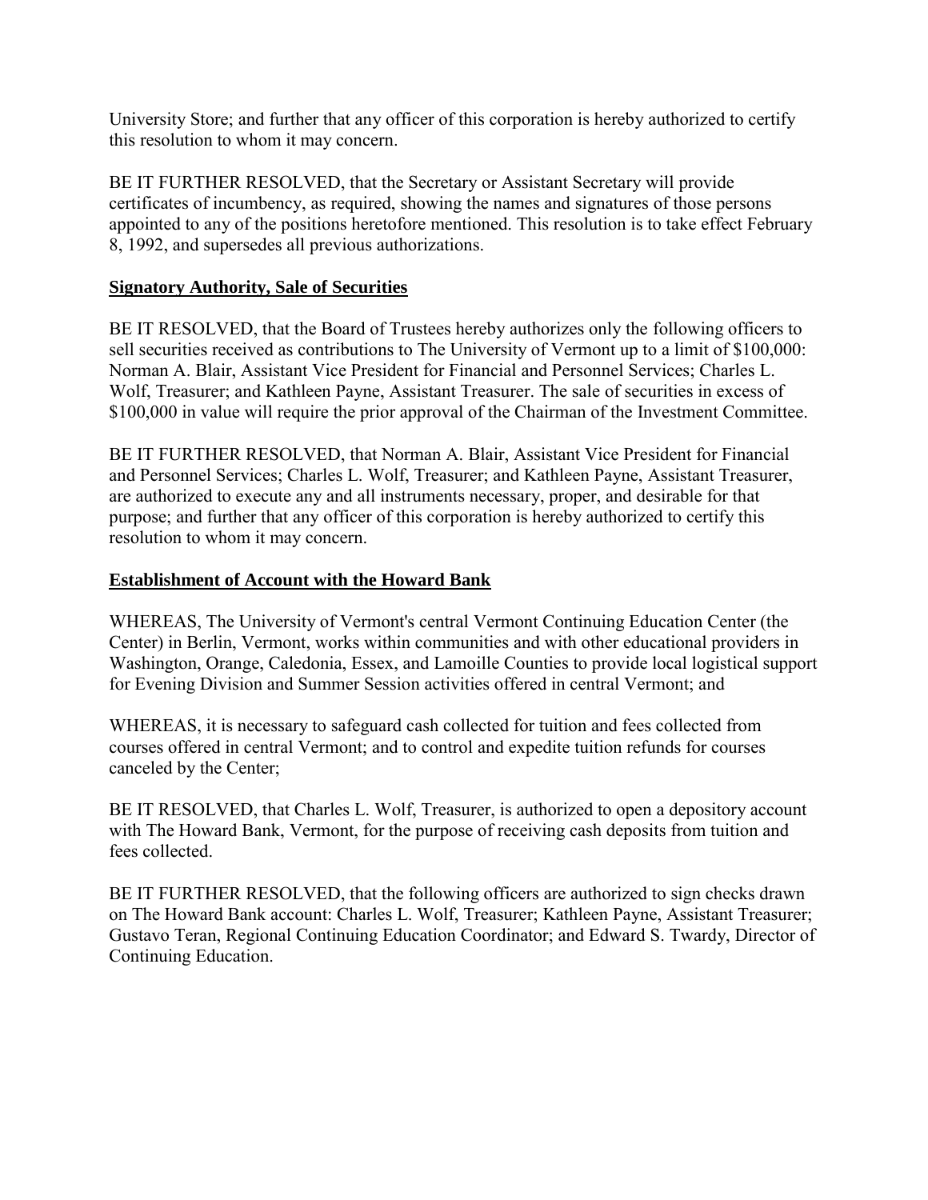University Store; and further that any officer of this corporation is hereby authorized to certify this resolution to whom it may concern.

BE IT FURTHER RESOLVED, that the Secretary or Assistant Secretary will provide certificates of incumbency, as required, showing the names and signatures of those persons appointed to any of the positions heretofore mentioned. This resolution is to take effect February 8, 1992, and supersedes all previous authorizations.

**Signatory Authority, Sale of Securities**

BE IT RESOLVED, that the Board of Trustees hereby authorizes only the following officers to sell securities received as contributions to The University of Vermont up to a limit of $100,000: Norman A. Blair, Assistant Vice President for Financial and Personnel Services; Charles L. Wolf, Treasurer; and Kathleen Payne, Assistant Treasurer. The sale of securities in excess of $100,000 in value will require the prior approval of the Chairman of the Investment Committee.

BE IT FURTHER RESOLVED, that Norman A. Blair, Assistant Vice President for Financial and Personnel Services; Charles L. Wolf, Treasurer; and Kathleen Payne, Assistant Treasurer, are authorized to execute any and all instruments necessary, proper, and desirable for that purpose; and further that any officer of this corporation is hereby authorized to certify this resolution to whom it may concern.

**Establishment of Account with the Howard Bank**

WHEREAS, The University of Vermont's central Vermont Continuing Education Center (the Center) in Berlin, Vermont, works within communities and with other educational providers in Washington, Orange, Caledonia, Essex, and Lamoille Counties to provide local logistical support for Evening Division and Summer Session activities offered in central Vermont; and

WHEREAS, it is necessary to safeguard cash collected for tuition and fees collected from courses offered in central Vermont; and to control and expedite tuition refunds for courses canceled by the Center;

BE IT RESOLVED, that Charles L. Wolf, Treasurer, is authorized to open a depository account with The Howard Bank, Vermont, for the purpose of receiving cash deposits from tuition and fees collected.

BE IT FURTHER RESOLVED, that the following officers are authorized to sign checks drawn on The Howard Bank account: Charles L. Wolf, Treasurer; Kathleen Payne, Assistant Treasurer; Gustavo Teran, Regional Continuing Education Coordinator; and Edward S. Twardy, Director of Continuing Education.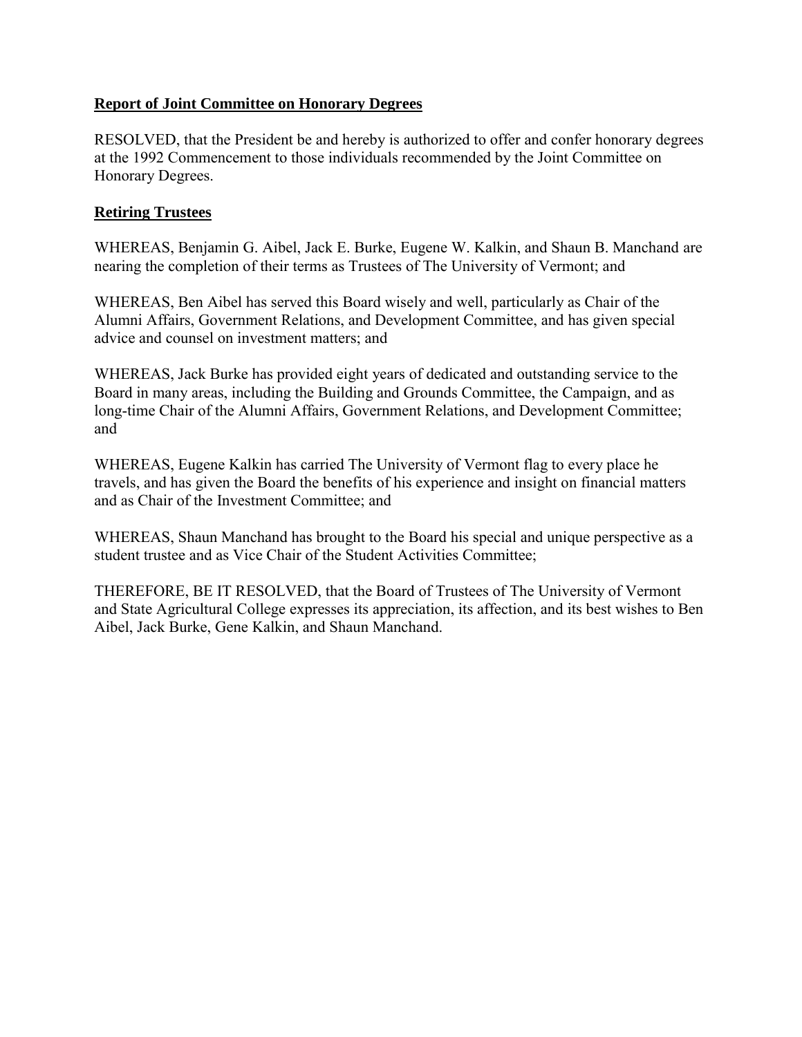**Report of Joint Committee on Honorary Degrees**

RESOLVED, that the President be and hereby is authorized to offer and confer honorary degrees at the 1992 Commencement to those individuals recommended by the Joint Committee on Honorary Degrees.

**Retiring Trustees**

WHEREAS, Benjamin G. Aibel, Jack E. Burke, Eugene W. Kalkin, and Shaun B. Manchand are nearing the completion of their terms as Trustees of The University of Vermont; and

WHEREAS, Ben Aibel has served this Board wisely and well, particularly as Chair of the Alumni Affairs, Government Relations, and Development Committee, and has given special advice and counsel on investment matters; and

WHEREAS, Jack Burke has provided eight years of dedicated and outstanding service to the Board in many areas, including the Building and Grounds Committee, the Campaign, and as long-time Chair of the Alumni Affairs, Government Relations, and Development Committee; and

WHEREAS, Eugene Kalkin has carried The University of Vermont flag to every place he travels, and has given the Board the benefits of his experience and insight on financial matters and as Chair of the Investment Committee; and

WHEREAS, Shaun Manchand has brought to the Board his special and unique perspective as a student trustee and as Vice Chair of the Student Activities Committee;

THEREFORE, BE IT RESOLVED, that the Board of Trustees of The University of Vermont and State Agricultural College expresses its appreciation, its affection, and its best wishes to Ben Aibel, Jack Burke, Gene Kalkin, and Shaun Manchand.